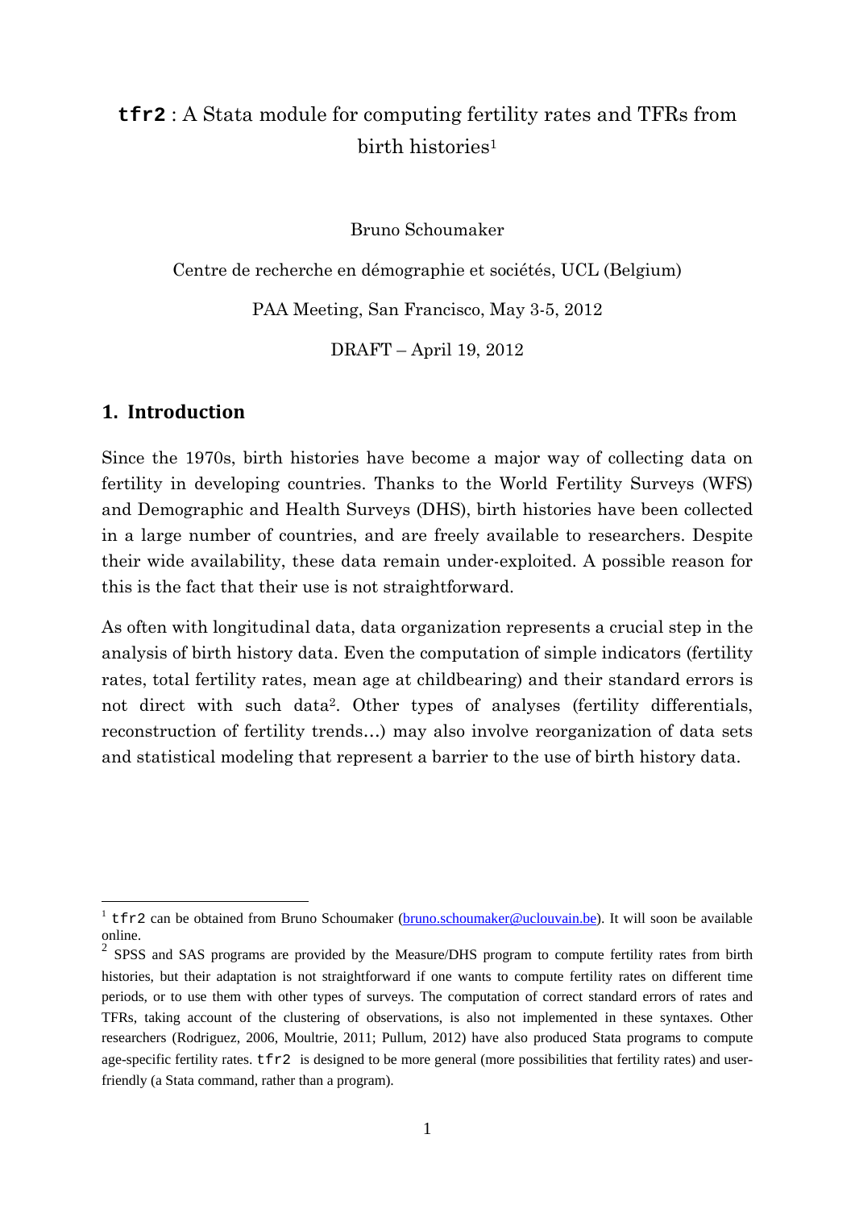# `tfr2` : A Stata module for computing fertility rates and TFRs from birth histories[1]

Bruno Schoumaker

Centre de recherche en démographie et sociétés, UCL (Belgium)

PAA Meeting, San Francisco, May 3-5, 2012

DRAFT – April 19, 2012

## 1. Introduction

Since the 1970s, birth histories have become a major way of collecting data on fertility in developing countries. Thanks to the World Fertility Surveys (WFS) and Demographic and Health Surveys (DHS), birth histories have been collected in a large number of countries, and are freely available to researchers. Despite their wide availability, these data remain under-exploited. A possible reason for this is the fact that their use is not straightforward.

As often with longitudinal data, data organization represents a crucial step in the analysis of birth history data. Even the computation of simple indicators (fertility rates, total fertility rates, mean age at childbearing) and their standard errors is not direct with such data[2]. Other types of analyses (fertility differentials, reconstruction of fertility trends…) may also involve reorganization of data sets and statistical modeling that represent a barrier to the use of birth history data.

---

[1] `tfr2` can be obtained from Bruno Schoumaker (bruno.schoumaker@uclouvain.be). It will soon be available online.

[2] SPSS and SAS programs are provided by the Measure/DHS program to compute fertility rates from birth histories, but their adaptation is not straightforward if one wants to compute fertility rates on different time periods, or to use them with other types of surveys. The computation of correct standard errors of rates and TFRs, taking account of the clustering of observations, is also not implemented in these syntaxes. Other researchers (Rodriguez, 2006, Moultrie, 2011; Pullum, 2012) have also produced Stata programs to compute age-specific fertility rates. `tfr2` is designed to be more general (more possibilities that fertility rates) and user-friendly (a Stata command, rather than a program).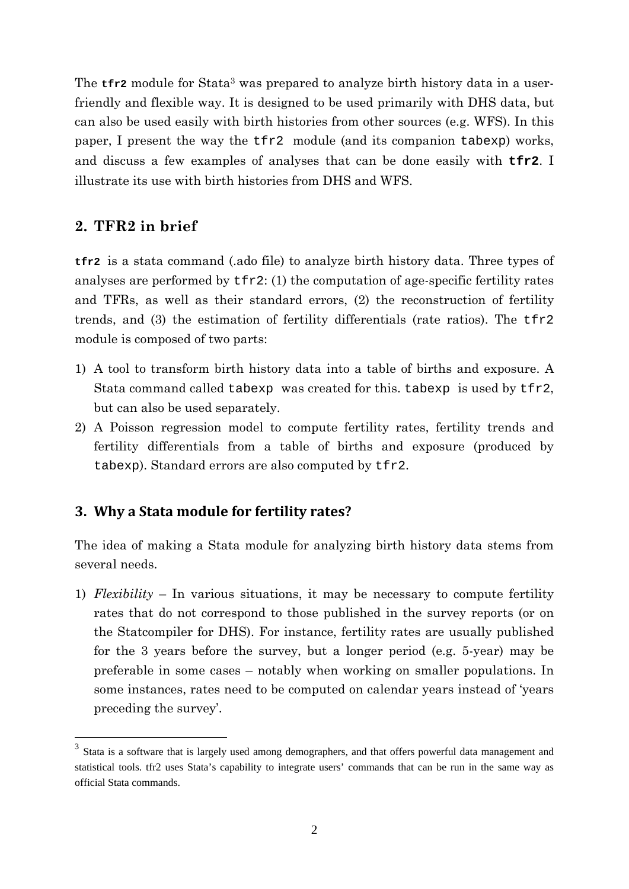The **tfr2** module for Stata[3] was prepared to analyze birth history data in a user-friendly and flexible way. It is designed to be used primarily with DHS data, but can also be used easily with birth histories from other sources (e.g. WFS). In this paper, I present the way the `tfr2` module (and its companion `tabexp`) works, and discuss a few examples of analyses that can be done easily with **tfr2**. I illustrate its use with birth histories from DHS and WFS.

## 2. TFR2 in brief

**tfr2** is a stata command (.ado file) to analyze birth history data. Three types of analyses are performed by `tfr2`: (1) the computation of age-specific fertility rates and TFRs, as well as their standard errors, (2) the reconstruction of fertility trends, and (3) the estimation of fertility differentials (rate ratios). The `tfr2` module is composed of two parts:

1) A tool to transform birth history data into a table of births and exposure. A Stata command called `tabexp` was created for this. `tabexp` is used by `tfr2`, but can also be used separately.
2) A Poisson regression model to compute fertility rates, fertility trends and fertility differentials from a table of births and exposure (produced by `tabexp`). Standard errors are also computed by `tfr2`.

## 3. Why a Stata module for fertility rates?

The idea of making a Stata module for analyzing birth history data stems from several needs.

1) *Flexibility* – In various situations, it may be necessary to compute fertility rates that do not correspond to those published in the survey reports (or on the Statcompiler for DHS). For instance, fertility rates are usually published for the 3 years before the survey, but a longer period (e.g. 5-year) may be preferable in some cases – notably when working on smaller populations. In some instances, rates need to be computed on calendar years instead of 'years preceding the survey'.

[3] Stata is a software that is largely used among demographers, and that offers powerful data management and statistical tools. tfr2 uses Stata's capability to integrate users' commands that can be run in the same way as official Stata commands.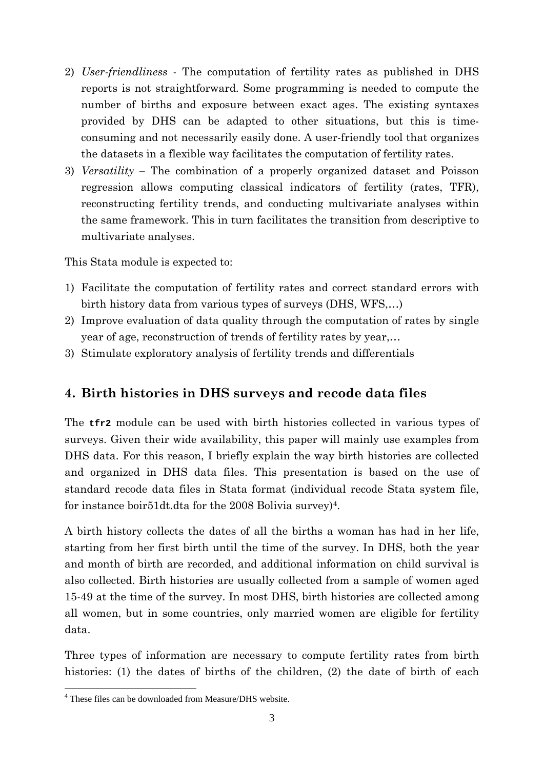2) *User-friendliness* - The computation of fertility rates as published in DHS reports is not straightforward. Some programming is needed to compute the number of births and exposure between exact ages. The existing syntaxes provided by DHS can be adapted to other situations, but this is time-consuming and not necessarily easily done. A user-friendly tool that organizes the datasets in a flexible way facilitates the computation of fertility rates.
3) *Versatility* – The combination of a properly organized dataset and Poisson regression allows computing classical indicators of fertility (rates, TFR), reconstructing fertility trends, and conducting multivariate analyses within the same framework. This in turn facilitates the transition from descriptive to multivariate analyses.

This Stata module is expected to:

1) Facilitate the computation of fertility rates and correct standard errors with birth history data from various types of surveys (DHS, WFS,…)
2) Improve evaluation of data quality through the computation of rates by single year of age, reconstruction of trends of fertility rates by year,…
3) Stimulate exploratory analysis of fertility trends and differentials

## 4. Birth histories in DHS surveys and recode data files

The **`tfr2`** module can be used with birth histories collected in various types of surveys. Given their wide availability, this paper will mainly use examples from DHS data. For this reason, I briefly explain the way birth histories are collected and organized in DHS data files. This presentation is based on the use of standard recode data files in Stata format (individual recode Stata system file, for instance boir51dt.dta for the 2008 Bolivia survey)[4].

A birth history collects the dates of all the births a woman has had in her life, starting from her first birth until the time of the survey. In DHS, both the year and month of birth are recorded, and additional information on child survival is also collected. Birth histories are usually collected from a sample of women aged 15-49 at the time of the survey. In most DHS, birth histories are collected among all women, but in some countries, only married women are eligible for fertility data.

Three types of information are necessary to compute fertility rates from birth histories: (1) the dates of births of the children, (2) the date of birth of each

[4] These files can be downloaded from Measure/DHS website.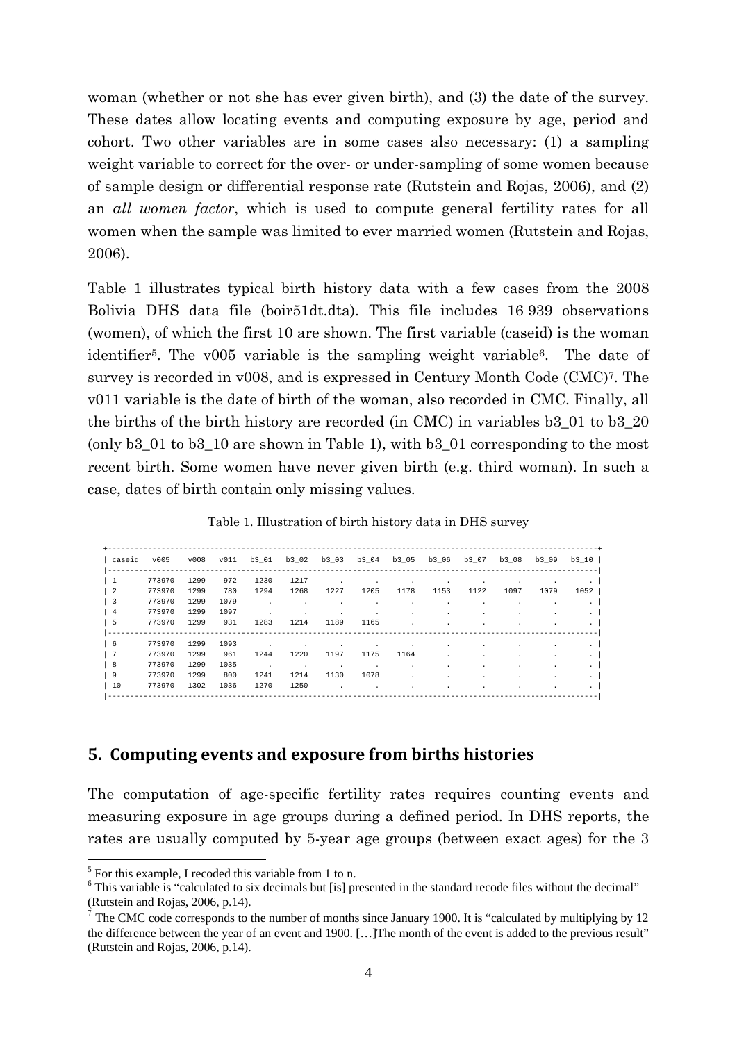woman (whether or not she has ever given birth), and (3) the date of the survey. These dates allow locating events and computing exposure by age, period and cohort. Two other variables are in some cases also necessary: (1) a sampling weight variable to correct for the over- or under-sampling of some women because of sample design or differential response rate (Rutstein and Rojas, 2006), and (2) an *all women factor*, which is used to compute general fertility rates for all women when the sample was limited to ever married women (Rutstein and Rojas, 2006).

Table 1 illustrates typical birth history data with a few cases from the 2008 Bolivia DHS data file (boir51dt.dta). This file includes 16 939 observations (women), of which the first 10 are shown. The first variable (caseid) is the woman identifier[5]. The v005 variable is the sampling weight variable[6]. The date of survey is recorded in v008, and is expressed in Century Month Code (CMC)[7]. The v011 variable is the date of birth of the woman, also recorded in CMC. Finally, all the births of the birth history are recorded (in CMC) in variables b3_01 to b3_20 (only b3_01 to b3_10 are shown in Table 1), with b3_01 corresponding to the most recent birth. Some women have never given birth (e.g. third woman). In such a case, dates of birth contain only missing values.

Table 1. Illustration of birth history data in DHS survey

| caseid | v005 | v008 | v011 | b3_01 | b3_02 | b3_03 | b3_04 | b3_05 | b3_06 | b3_07 | b3_08 | b3_09 | b3_10 |
|---|---|---|---|---|---|---|---|---|---|---|---|---|---|
| 1 | 773970 | 1299 | 972 | 1230 | 1217 | . | . | . | . | . | . | . | . |
| 2 | 773970 | 1299 | 780 | 1294 | 1268 | 1227 | 1205 | 1178 | 1153 | 1122 | 1097 | 1079 | 1052 |
| 3 | 773970 | 1299 | 1079 | . | . | . | . | . | . | . | . | . | . |
| 4 | 773970 | 1299 | 1097 | . | . | . | . | . | . | . | . | . | . |
| 5 | 773970 | 1299 | 931 | 1283 | 1214 | 1189 | 1165 | . | . | . | . | . | . |
| 6 | 773970 | 1299 | 1093 | . | . | . | . | . | . | . | . | . | . |
| 7 | 773970 | 1299 | 961 | 1244 | 1220 | 1197 | 1175 | 1164 | . | . | . | . | . |
| 8 | 773970 | 1299 | 1035 | . | . | . | . | . | . | . | . | . | . |
| 9 | 773970 | 1299 | 800 | 1241 | 1214 | 1130 | 1078 | . | . | . | . | . | . |
| 10 | 773970 | 1302 | 1036 | 1270 | 1250 | . | . | . | . | . | . | . | . |

## 5. Computing events and exposure from births histories

The computation of age-specific fertility rates requires counting events and measuring exposure in age groups during a defined period. In DHS reports, the rates are usually computed by 5-year age groups (between exact ages) for the 3

[5] For this example, I recoded this variable from 1 to n.

[6] This variable is "calculated to six decimals but [is] presented in the standard recode files without the decimal" (Rutstein and Rojas, 2006, p.14).

[7] The CMC code corresponds to the number of months since January 1900. It is "calculated by multiplying by 12 the difference between the year of an event and 1900. […]The month of the event is added to the previous result" (Rutstein and Rojas, 2006, p.14).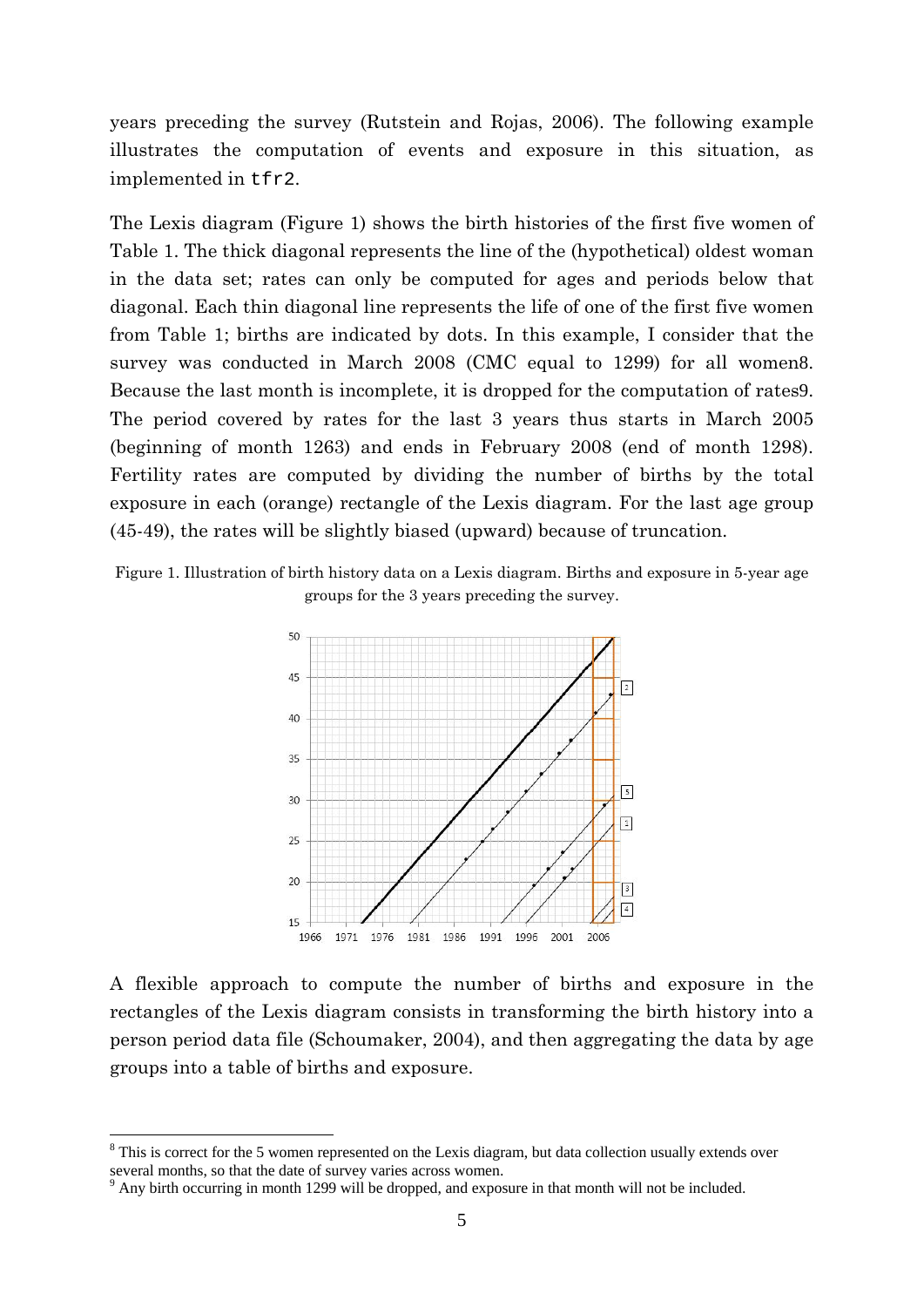years preceding the survey (Rutstein and Rojas, 2006). The following example illustrates the computation of events and exposure in this situation, as implemented in `tfr2`.

The Lexis diagram (Figure 1) shows the birth histories of the first five women of Table 1. The thick diagonal represents the line of the (hypothetical) oldest woman in the data set; rates can only be computed for ages and periods below that diagonal. Each thin diagonal line represents the life of one of the first five women from Table 1; births are indicated by dots. In this example, I consider that the survey was conducted in March 2008 (CMC equal to 1299) for all women[8]. Because the last month is incomplete, it is dropped for the computation of rates[9]. The period covered by rates for the last 3 years thus starts in March 2005 (beginning of month 1263) and ends in February 2008 (end of month 1298). Fertility rates are computed by dividing the number of births by the total exposure in each (orange) rectangle of the Lexis diagram. For the last age group (45-49), the rates will be slightly biased (upward) because of truncation.

Figure 1. Illustration of birth history data on a Lexis diagram. Births and exposure in 5-year age groups for the 3 years preceding the survey.

A flexible approach to compute the number of births and exposure in the rectangles of the Lexis diagram consists in transforming the birth history into a person period data file (Schoumaker, 2004), and then aggregating the data by age groups into a table of births and exposure.

[8] This is correct for the 5 women represented on the Lexis diagram, but data collection usually extends over several months, so that the date of survey varies across women.

[9] Any birth occurring in month 1299 will be dropped, and exposure in that month will not be included.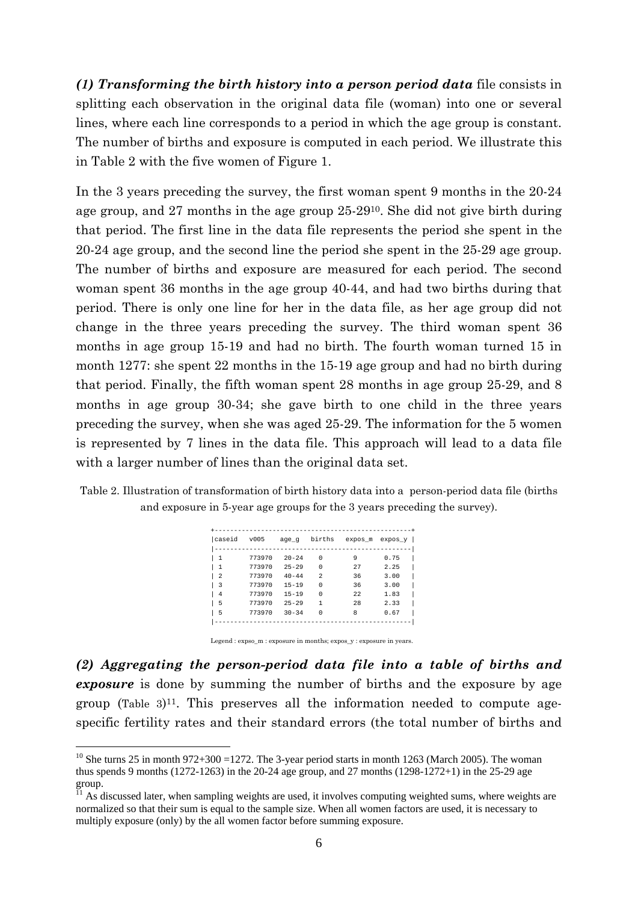***(1) Transforming the birth history into a person period data*** file consists in splitting each observation in the original data file (woman) into one or several lines, where each line corresponds to a period in which the age group is constant. The number of births and exposure is computed in each period. We illustrate this in Table 2 with the five women of Figure 1.

In the 3 years preceding the survey, the first woman spent 9 months in the 20-24 age group, and 27 months in the age group 25-29[10]. She did not give birth during that period. The first line in the data file represents the period she spent in the 20-24 age group, and the second line the period she spent in the 25-29 age group. The number of births and exposure are measured for each period. The second woman spent 36 months in the age group 40-44, and had two births during that period. There is only one line for her in the data file, as her age group did not change in the three years preceding the survey. The third woman spent 36 months in age group 15-19 and had no birth. The fourth woman turned 15 in month 1277: she spent 22 months in the 15-19 age group and had no birth during that period. Finally, the fifth woman spent 28 months in age group 25-29, and 8 months in age group 30-34; she gave birth to one child in the three years preceding the survey, when she was aged 25-29. The information for the 5 women is represented by 7 lines in the data file. This approach will lead to a data file with a larger number of lines than the original data set.

Table 2. Illustration of transformation of birth history data into a person-period data file (births and exposure in 5-year age groups for the 3 years preceding the survey).

| caseid | v005 | age_g | births | expos_m | expos_y |
|---|---|---|---|---|---|
| 1 | 773970 | 20-24 | 0 | 9 | 0.75 |
| 1 | 773970 | 25-29 | 0 | 27 | 2.25 |
| 2 | 773970 | 40-44 | 2 | 36 | 3.00 |
| 3 | 773970 | 15-19 | 0 | 36 | 3.00 |
| 4 | 773970 | 15-19 | 0 | 22 | 1.83 |
| 5 | 773970 | 25-29 | 1 | 28 | 2.33 |
| 5 | 773970 | 30-34 | 0 | 8 | 0.67 |

Legend : expso_m : exposure in months; expos_y : exposure in years.

***(2) Aggregating the person-period data file into a table of births and exposure*** is done by summing the number of births and the exposure by age group (Table 3)[11]. This preserves all the information needed to compute age-specific fertility rates and their standard errors (the total number of births and

[10] She turns 25 in month 972+300 =1272. The 3-year period starts in month 1263 (March 2005). The woman thus spends 9 months (1272-1263) in the 20-24 age group, and 27 months (1298-1272+1) in the 25-29 age group.

[11] As discussed later, when sampling weights are used, it involves computing weighted sums, where weights are normalized so that their sum is equal to the sample size. When all women factors are used, it is necessary to multiply exposure (only) by the all women factor before summing exposure.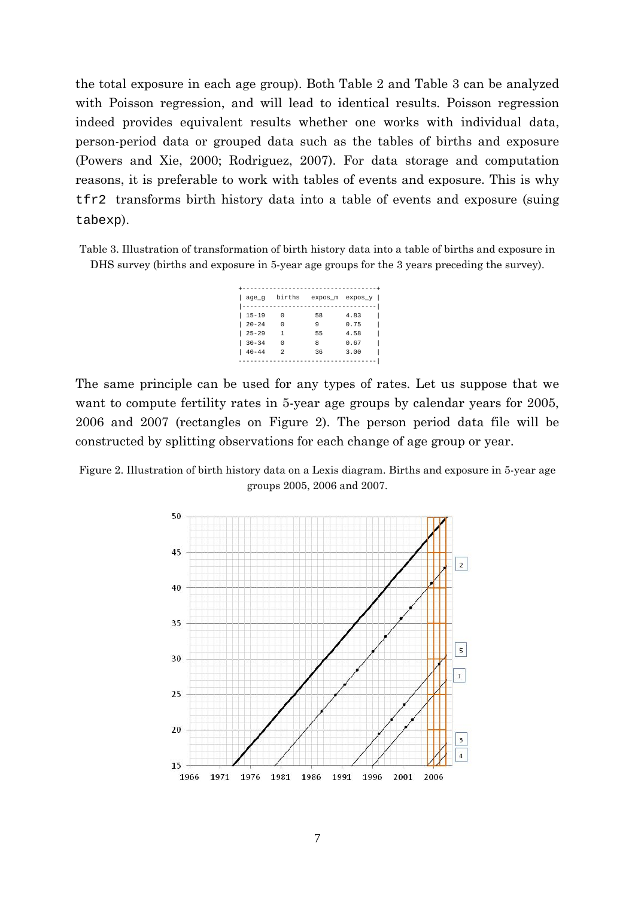the total exposure in each age group). Both Table 2 and Table 3 can be analyzed with Poisson regression, and will lead to identical results. Poisson regression indeed provides equivalent results whether one works with individual data, person-period data or grouped data such as the tables of births and exposure (Powers and Xie, 2000; Rodriguez, 2007). For data storage and computation reasons, it is preferable to work with tables of events and exposure. This is why `tfr2` transforms birth history data into a table of events and exposure (suing `tabexp`).

Table 3. Illustration of transformation of birth history data into a table of births and exposure in DHS survey (births and exposure in 5-year age groups for the 3 years preceding the survey).

| age_g | births | expos_m | expos_y |
|---|---|---|---|
| 15-19 | 0 | 58 | 4.83 |
| 20-24 | 0 | 9 | 0.75 |
| 25-29 | 1 | 55 | 4.58 |
| 30-34 | 0 | 8 | 0.67 |
| 40-44 | 2 | 36 | 3.00 |

The same principle can be used for any types of rates. Let us suppose that we want to compute fertility rates in 5-year age groups by calendar years for 2005, 2006 and 2007 (rectangles on Figure 2). The person period data file will be constructed by splitting observations for each change of age group or year.

Figure 2. Illustration of birth history data on a Lexis diagram. Births and exposure in 5-year age groups 2005, 2006 and 2007.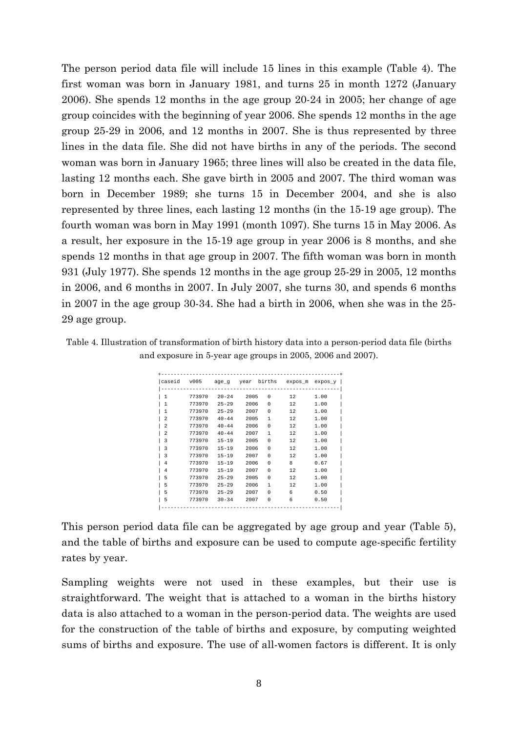The person period data file will include 15 lines in this example (Table 4). The first woman was born in January 1981, and turns 25 in month 1272 (January 2006). She spends 12 months in the age group 20-24 in 2005; her change of age group coincides with the beginning of year 2006. She spends 12 months in the age group 25-29 in 2006, and 12 months in 2007. She is thus represented by three lines in the data file. She did not have births in any of the periods. The second woman was born in January 1965; three lines will also be created in the data file, lasting 12 months each. She gave birth in 2005 and 2007. The third woman was born in December 1989; she turns 15 in December 2004, and she is also represented by three lines, each lasting 12 months (in the 15-19 age group). The fourth woman was born in May 1991 (month 1097). She turns 15 in May 2006. As a result, her exposure in the 15-19 age group in year 2006 is 8 months, and she spends 12 months in that age group in 2007. The fifth woman was born in month 931 (July 1977). She spends 12 months in the age group 25-29 in 2005, 12 months in 2006, and 6 months in 2007. In July 2007, she turns 30, and spends 6 months in 2007 in the age group 30-34. She had a birth in 2006, when she was in the 25-29 age group.

Table 4. Illustration of transformation of birth history data into a person-period data file (births and exposure in 5-year age groups in 2005, 2006 and 2007).

| caseid | v005 | age_g | year | births | expos_m | expos_y |
|---|---|---|---|---|---|---|
| 1 | 773970 | 20-24 | 2005 | 0 | 12 | 1.00 |
| 1 | 773970 | 25-29 | 2006 | 0 | 12 | 1.00 |
| 1 | 773970 | 25-29 | 2007 | 0 | 12 | 1.00 |
| 2 | 773970 | 40-44 | 2005 | 1 | 12 | 1.00 |
| 2 | 773970 | 40-44 | 2006 | 0 | 12 | 1.00 |
| 2 | 773970 | 40-44 | 2007 | 1 | 12 | 1.00 |
| 3 | 773970 | 15-19 | 2005 | 0 | 12 | 1.00 |
| 3 | 773970 | 15-19 | 2006 | 0 | 12 | 1.00 |
| 3 | 773970 | 15-19 | 2007 | 0 | 12 | 1.00 |
| 4 | 773970 | 15-19 | 2006 | 0 | 8 | 0.67 |
| 4 | 773970 | 15-19 | 2007 | 0 | 12 | 1.00 |
| 5 | 773970 | 25-29 | 2005 | 0 | 12 | 1.00 |
| 5 | 773970 | 25-29 | 2006 | 1 | 12 | 1.00 |
| 5 | 773970 | 25-29 | 2007 | 0 | 6 | 0.50 |
| 5 | 773970 | 30-34 | 2007 | 0 | 6 | 0.50 |

This person period data file can be aggregated by age group and year (Table 5), and the table of births and exposure can be used to compute age-specific fertility rates by year.

Sampling weights were not used in these examples, but their use is straightforward. The weight that is attached to a woman in the births history data is also attached to a woman in the person-period data. The weights are used for the construction of the table of births and exposure, by computing weighted sums of births and exposure. The use of all-women factors is different. It is only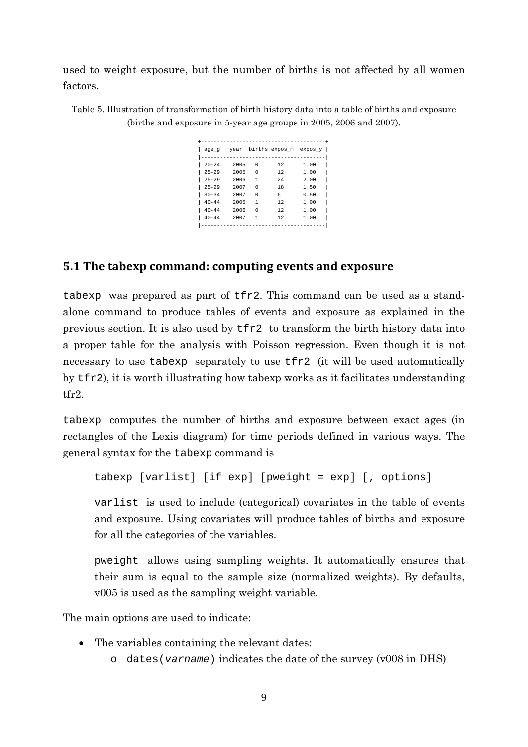used to weight exposure, but the number of births is not affected by all women factors.

Table 5. Illustration of transformation of birth history data into a table of births and exposure (births and exposure in 5-year age groups in 2005, 2006 and 2007).

| age_g | year | births | expos_m | expos_y |
|---|---|---|---|---|
| 20-24 | 2005 | 0 | 12 | 1.00 |
| 25-29 | 2005 | 0 | 12 | 1.00 |
| 25-29 | 2006 | 1 | 24 | 2.00 |
| 25-29 | 2007 | 0 | 18 | 1.50 |
| 30-34 | 2007 | 0 | 6 | 0.50 |
| 40-44 | 2005 | 1 | 12 | 1.00 |
| 40-44 | 2006 | 0 | 12 | 1.00 |
| 40-44 | 2007 | 1 | 12 | 1.00 |

## 5.1 The tabexp command: computing events and exposure

`tabexp` was prepared as part of `tfr2`. This command can be used as a stand-alone command to produce tables of events and exposure as explained in the previous section. It is also used by `tfr2` to transform the birth history data into a proper table for the analysis with Poisson regression. Even though it is not necessary to use `tabexp` separately to use `tfr2` (it will be used automatically by `tfr2`), it is worth illustrating how tabexp works as it facilitates understanding tfr2.

`tabexp` computes the number of births and exposure between exact ages (in rectangles of the Lexis diagram) for time periods defined in various ways. The general syntax for the `tabexp` command is

```
tabexp [varlist] [if exp] [pweight = exp] [, options]
```

`varlist` is used to include (categorical) covariates in the table of events and exposure. Using covariates will produce tables of births and exposure for all the categories of the variables.

`pweight` allows using sampling weights. It automatically ensures that their sum is equal to the sample size (normalized weights). By defaults, v005 is used as the sampling weight variable.

The main options are used to indicate:

- The variables containing the relevant dates:
    - `dates(`*varname*`)` indicates the date of the survey (v008 in DHS)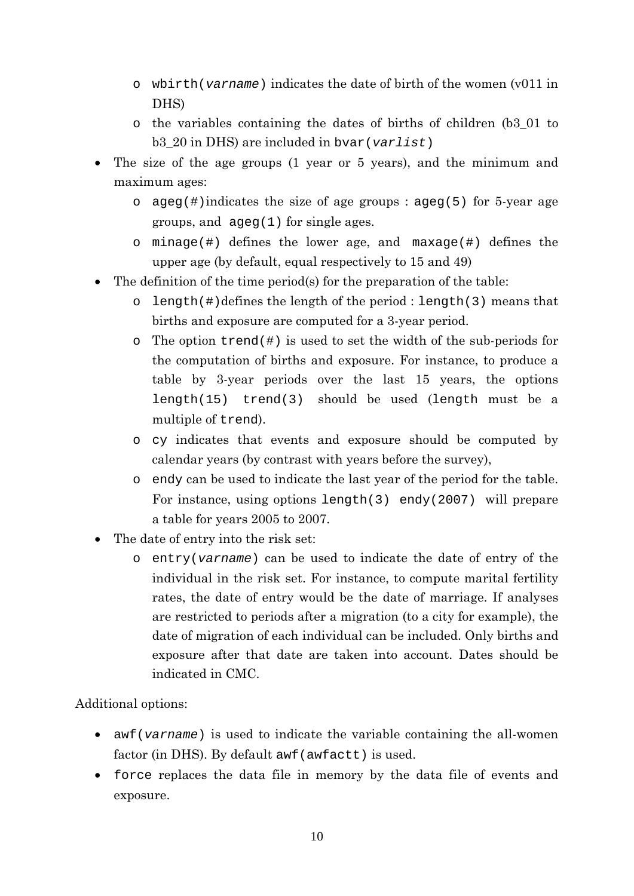- `wbirth(varname)` indicates the date of birth of the women (v011 in DHS)
   - the variables containing the dates of births of children (b3_01 to b3_20 in DHS) are included in `bvar(varlist)`
- The size of the age groups (1 year or 5 years), and the minimum and maximum ages:
   - `ageg(#)`indicates the size of age groups : `ageg(5)` for 5-year age groups, and `ageg(1)` for single ages.
   - `minage(#)` defines the lower age, and `maxage(#)` defines the upper age (by default, equal respectively to 15 and 49)
- The definition of the time period(s) for the preparation of the table:
   - `length(#)`defines the length of the period : `length(3)` means that births and exposure are computed for a 3-year period.
   - The option `trend(#)` is used to set the width of the sub-periods for the computation of births and exposure. For instance, to produce a table by 3-year periods over the last 15 years, the options `length(15) trend(3)` should be used (`length` must be a multiple of `trend`).
   - `cy` indicates that events and exposure should be computed by calendar years (by contrast with years before the survey),
   - `endy` can be used to indicate the last year of the period for the table. For instance, using options `length(3) endy(2007)` will prepare a table for years 2005 to 2007.
- The date of entry into the risk set:
   - `entry(varname)` can be used to indicate the date of entry of the individual in the risk set. For instance, to compute marital fertility rates, the date of entry would be the date of marriage. If analyses are restricted to periods after a migration (to a city for example), the date of migration of each individual can be included. Only births and exposure after that date are taken into account. Dates should be indicated in CMC.

Additional options:

- `awf(varname)` is used to indicate the variable containing the all-women factor (in DHS). By default `awf(awfactt)` is used.
- `force` replaces the data file in memory by the data file of events and exposure.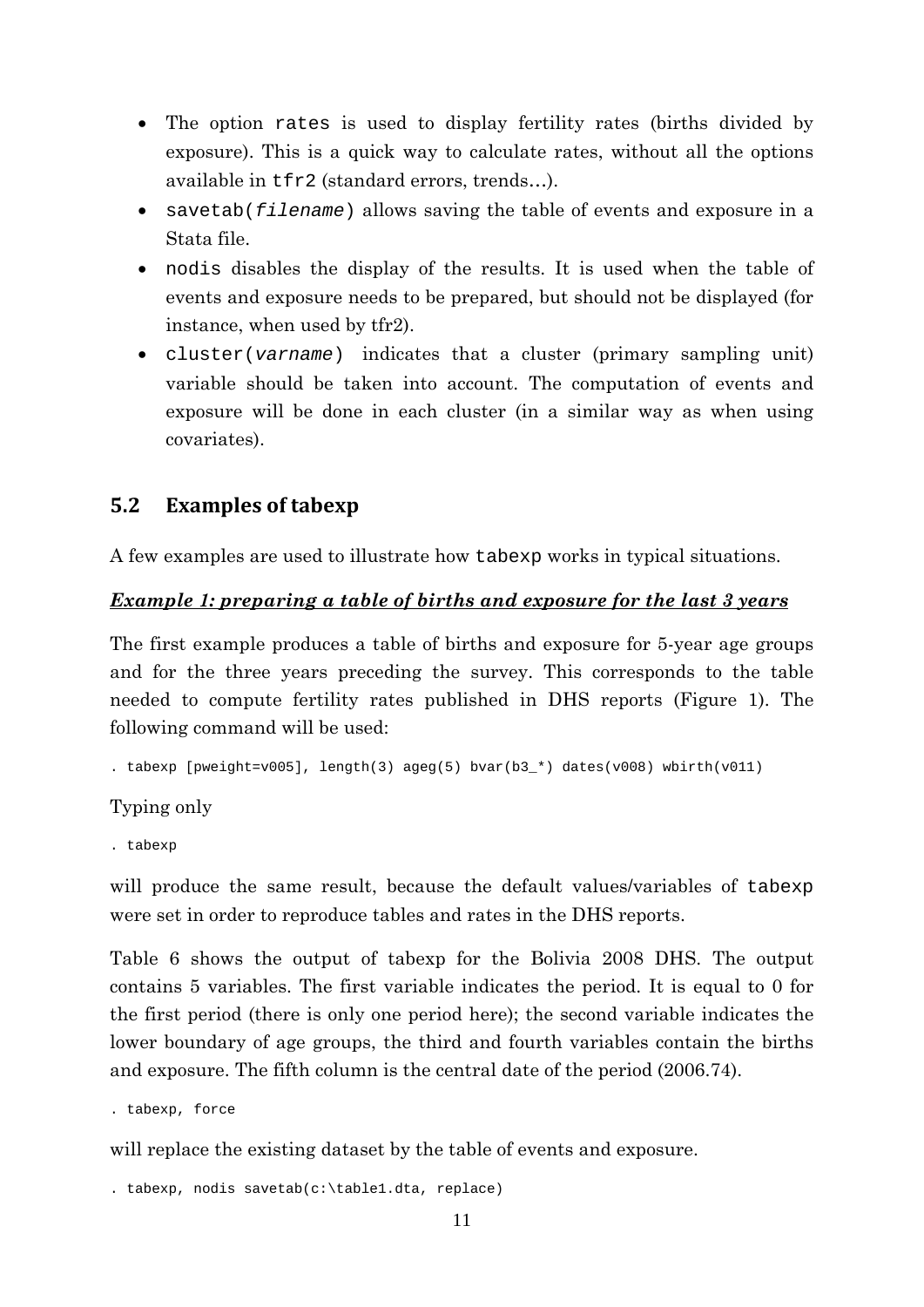- The option `rates` is used to display fertility rates (births divided by exposure). This is a quick way to calculate rates, without all the options available in `tfr2` (standard errors, trends…).
- `savetab(filename)` allows saving the table of events and exposure in a Stata file.
- `nodis` disables the display of the results. It is used when the table of events and exposure needs to be prepared, but should not be displayed (for instance, when used by tfr2).
- `cluster(varname)` indicates that a cluster (primary sampling unit) variable should be taken into account. The computation of events and exposure will be done in each cluster (in a similar way as when using covariates).

## 5.2 Examples of tabexp

A few examples are used to illustrate how `tabexp` works in typical situations.

***Example 1: preparing a table of births and exposure for the last 3 years***

The first example produces a table of births and exposure for 5-year age groups and for the three years preceding the survey. This corresponds to the table needed to compute fertility rates published in DHS reports (Figure 1). The following command will be used:

```
. tabexp [pweight=v005], length(3) ageg(5) bvar(b3_*) dates(v008) wbirth(v011)
```

Typing only

```
. tabexp
```

will produce the same result, because the default values/variables of `tabexp` were set in order to reproduce tables and rates in the DHS reports.

Table 6 shows the output of tabexp for the Bolivia 2008 DHS. The output contains 5 variables. The first variable indicates the period. It is equal to 0 for the first period (there is only one period here); the second variable indicates the lower boundary of age groups, the third and fourth variables contain the births and exposure. The fifth column is the central date of the period (2006.74).

```
. tabexp, force
```

will replace the existing dataset by the table of events and exposure.

```
. tabexp, nodis savetab(c:\table1.dta, replace)
```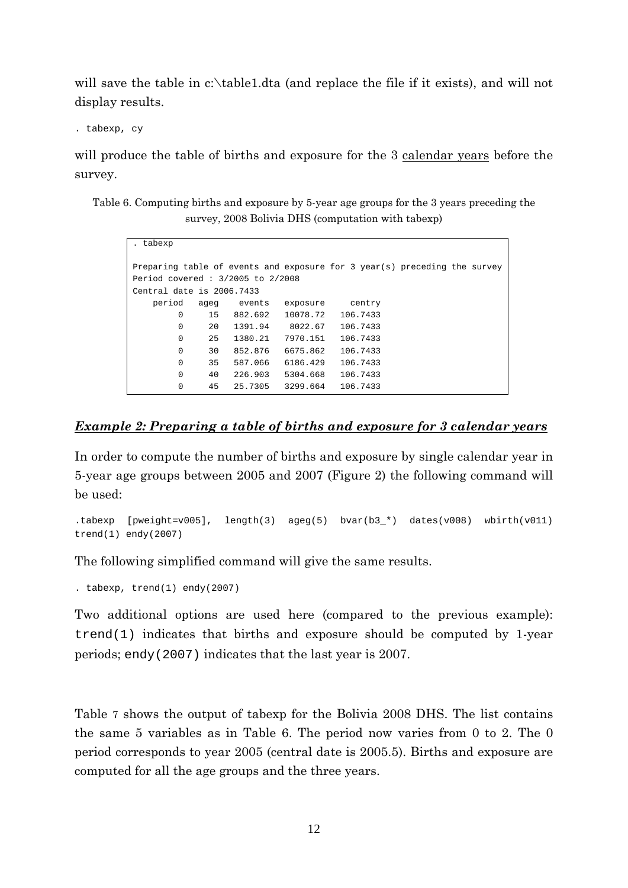will save the table in c:\table1.dta (and replace the file if it exists), and will not display results.

```
. tabexp, cy
```

will produce the table of births and exposure for the 3 calendar years before the survey.

Table 6. Computing births and exposure by 5-year age groups for the 3 years preceding the survey, 2008 Bolivia DHS (computation with tabexp)

```
. tabexp

Preparing table of events and exposure for 3 year(s) preceding the survey
Period covered : 3/2005 to 2/2008
Central date is 2006.7433
    period   ageg    events   exposure     centry
         0     15   882.692   10078.72   106.7433
         0     20   1391.94    8022.67   106.7433
         0     25   1380.21   7970.151   106.7433
         0     30   852.876   6675.862   106.7433
         0     35   587.066   6186.429   106.7433
         0     40   226.903   5304.668   106.7433
         0     45   25.7305   3299.664   106.7433
```

## *Example 2: Preparing a table of births and exposure for 3 calendar years*

In order to compute the number of births and exposure by single calendar year in 5-year age groups between 2005 and 2007 (Figure 2) the following command will be used:

```
.tabexp  [pweight=v005],  length(3)  ageg(5)  bvar(b3_*)  dates(v008)  wbirth(v011)
trend(1) endy(2007)
```

The following simplified command will give the same results.

```
. tabexp, trend(1) endy(2007)
```

Two additional options are used here (compared to the previous example): `trend(1)` indicates that births and exposure should be computed by 1-year periods; `endy(2007)` indicates that the last year is 2007.

Table 7 shows the output of tabexp for the Bolivia 2008 DHS. The list contains the same 5 variables as in Table 6. The period now varies from 0 to 2. The 0 period corresponds to year 2005 (central date is 2005.5). Births and exposure are computed for all the age groups and the three years.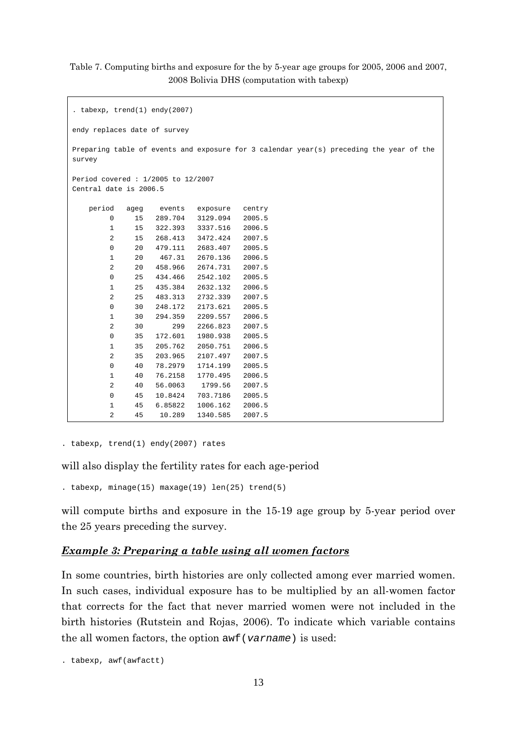Table 7. Computing births and exposure for the by 5-year age groups for 2005, 2006 and 2007, 2008 Bolivia DHS (computation with tabexp)

```
. tabexp, trend(1) endy(2007)

endy replaces date of survey

Preparing table of events and exposure for 3 calendar year(s) preceding the year of the
survey

Period covered : 1/2005 to 12/2007
Central date is 2006.5

    period   ageg    events   exposure   centry
         0     15   289.704   3129.094   2005.5
         1     15   322.393   3337.516   2006.5
         2     15   268.413   3472.424   2007.5
         0     20   479.111   2683.407   2005.5
         1     20    467.31   2670.136   2006.5
         2     20   458.966   2674.731   2007.5
         0     25   434.466   2542.102   2005.5
         1     25   435.384   2632.132   2006.5
         2     25   483.313   2732.339   2007.5
         0     30   248.172   2173.621   2005.5
         1     30   294.359   2209.557   2006.5
         2     30       299   2266.823   2007.5
         0     35   172.601   1980.938   2005.5
         1     35   205.762   2050.751   2006.5
         2     35   203.965   2107.497   2007.5
         0     40   78.2979   1714.199   2005.5
         1     40   76.2158   1770.495   2006.5
         2     40   56.0063    1799.56   2007.5
         0     45   10.8424   703.7186   2005.5
         1     45   6.85822   1006.162   2006.5
         2     45    10.289   1340.585   2007.5
```

```
. tabexp, trend(1) endy(2007) rates
```

will also display the fertility rates for each age-period

```
. tabexp, minage(15) maxage(19) len(25) trend(5)
```

will compute births and exposure in the 15-19 age group by 5-year period over the 25 years preceding the survey.

### ***Example 3: Preparing a table using all women factors***

In some countries, birth histories are only collected among ever married women. In such cases, individual exposure has to be multiplied by an all-women factor that corrects for the fact that never married women were not included in the birth histories (Rutstein and Rojas, 2006). To indicate which variable contains the all women factors, the option `awf(varname)` is used:

```
. tabexp, awf(awfactt)
```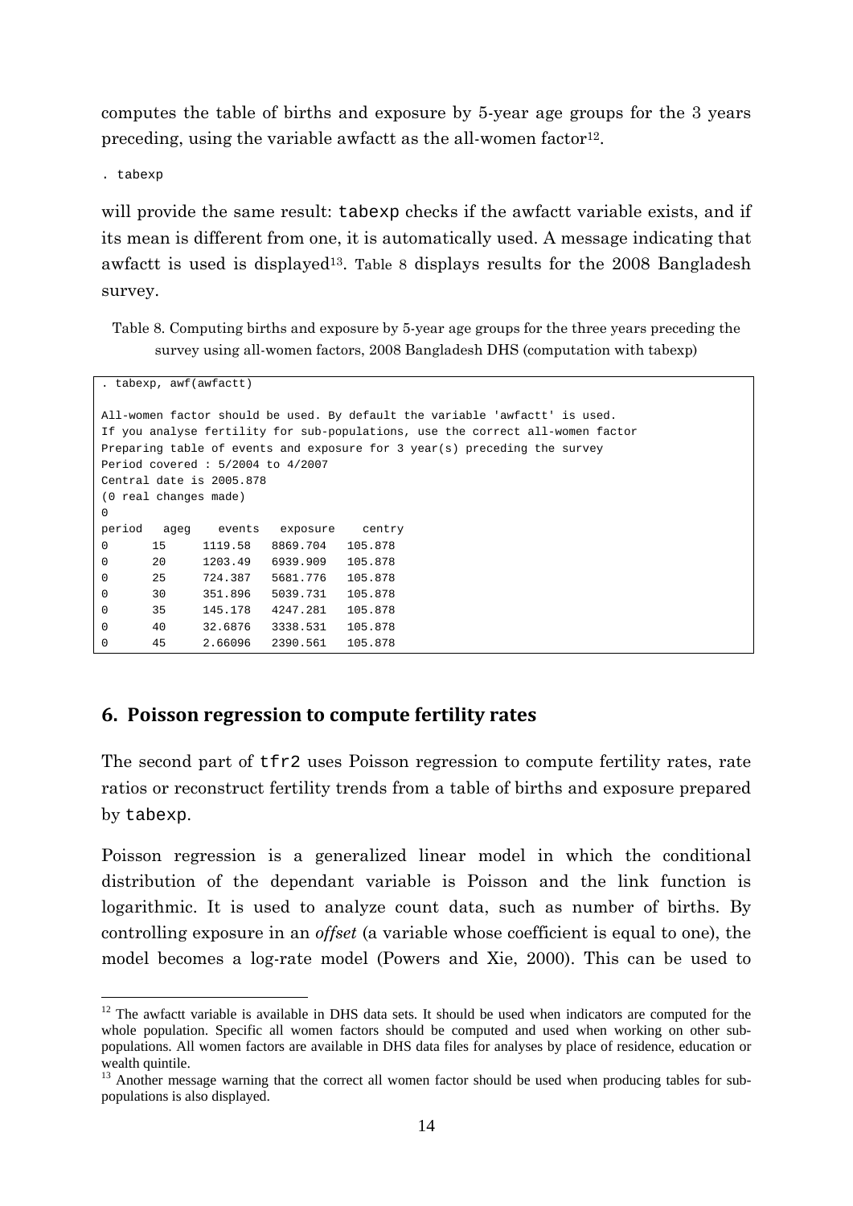computes the table of births and exposure by 5-year age groups for the 3 years preceding, using the variable awfactt as the all-women factor[12].

```
. tabexp
```

will provide the same result: `tabexp` checks if the awfactt variable exists, and if its mean is different from one, it is automatically used. A message indicating that awfactt is used is displayed[13]. Table 8 displays results for the 2008 Bangladesh survey.

Table 8. Computing births and exposure by 5-year age groups for the three years preceding the survey using all-women factors, 2008 Bangladesh DHS (computation with tabexp)

```
. tabexp, awf(awfactt)

All-women factor should be used. By default the variable 'awfactt' is used.
If you analyse fertility for sub-populations, use the correct all-women factor
Preparing table of events and exposure for 3 year(s) preceding the survey
Period covered : 5/2004 to 4/2007
Central date is 2005.878
(0 real changes made)
0
period   ageg    events   exposure    centry
0        15      1119.58  8869.704    105.878
0        20      1203.49  6939.909    105.878
0        25      724.387  5681.776    105.878
0        30      351.896  5039.731    105.878
0        35      145.178  4247.281    105.878
0        40      32.6876  3338.531    105.878
0        45      2.66096  2390.561    105.878
```

## 6. Poisson regression to compute fertility rates

The second part of `tfr2` uses Poisson regression to compute fertility rates, rate ratios or reconstruct fertility trends from a table of births and exposure prepared by `tabexp`.

Poisson regression is a generalized linear model in which the conditional distribution of the dependant variable is Poisson and the link function is logarithmic. It is used to analyze count data, such as number of births. By controlling exposure in an *offset* (a variable whose coefficient is equal to one), the model becomes a log-rate model (Powers and Xie, 2000). This can be used to

[12] The awfactt variable is available in DHS data sets. It should be used when indicators are computed for the whole population. Specific all women factors should be computed and used when working on other sub-populations. All women factors are available in DHS data files for analyses by place of residence, education or wealth quintile.

[13] Another message warning that the correct all women factor should be used when producing tables for sub-populations is also displayed.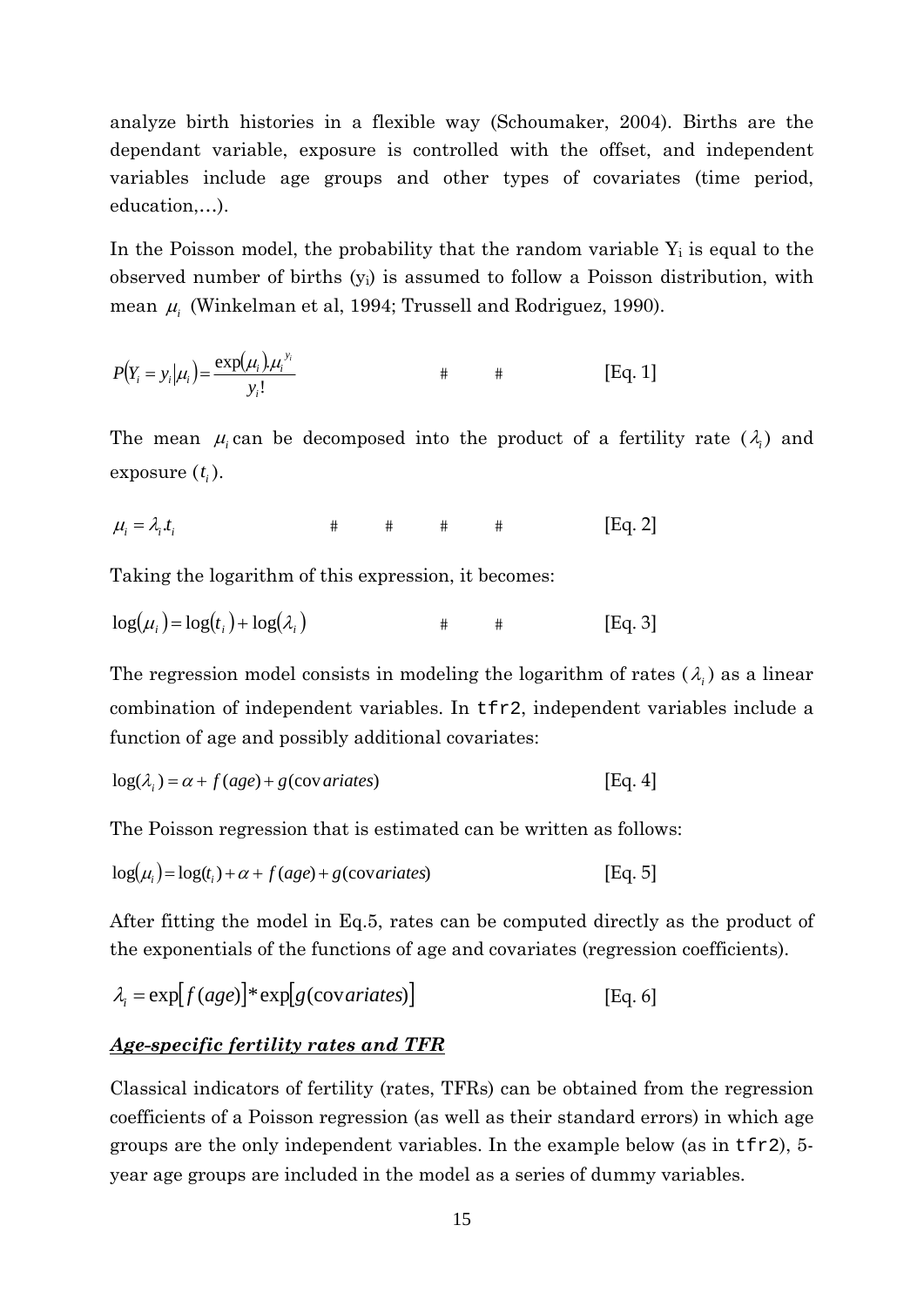analyze birth histories in a flexible way (Schoumaker, 2004). Births are the dependant variable, exposure is controlled with the offset, and independent variables include age groups and other types of covariates (time period, education,…).

In the Poisson model, the probability that the random variable $Y_i$ is equal to the observed number of births ($y_i$) is assumed to follow a Poisson distribution, with mean $\mu_i$ (Winkelman et al, 1994; Trussell and Rodriguez, 1990).

$$P(Y_i = y_i | \mu_i) = \frac{\exp(\mu_i).\mu_i^{y_i}}{y_i!} \qquad \text{[Eq. 1]}$$

The mean $\mu_i$ can be decomposed into the product of a fertility rate ($\lambda_i$) and exposure ($t_i$).

$$\mu_i = \lambda_i.t_i \qquad \text{[Eq. 2]}$$

Taking the logarithm of this expression, it becomes:

$$\log(\mu_i) = \log(t_i) + \log(\lambda_i) \qquad \text{[Eq. 3]}$$

The regression model consists in modeling the logarithm of rates ($\lambda_i$) as a linear combination of independent variables. In `tfr2`, independent variables include a function of age and possibly additional covariates:

$$\log(\lambda_i) = \alpha + f(age) + g(\text{cov}ariates) \qquad \text{[Eq. 4]}$$

The Poisson regression that is estimated can be written as follows:

$$\log(\mu_i) = \log(t_i) + \alpha + f(age) + g(\text{cov}ariates) \qquad \text{[Eq. 5]}$$

After fitting the model in Eq.5, rates can be computed directly as the product of the exponentials of the functions of age and covariates (regression coefficients).

$$\lambda_i = \exp[f(age)] * \exp[g(\text{cov}ariates)] \qquad \text{[Eq. 6]}$$

***Age-specific fertility rates and TFR***

Classical indicators of fertility (rates, TFRs) can be obtained from the regression coefficients of a Poisson regression (as well as their standard errors) in which age groups are the only independent variables. In the example below (as in `tfr2`), 5-year age groups are included in the model as a series of dummy variables.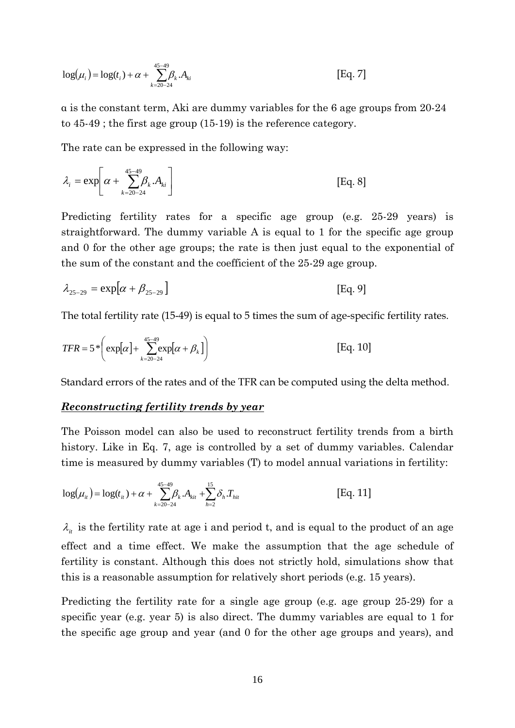$$\log(\mu_i) = \log(t_i) + \alpha + \sum_{k=20-24}^{45-49} \beta_k.A_{ki} \qquad \text{[Eq. 7]}$$

α is the constant term, Aki are dummy variables for the 6 age groups from 20-24 to 45-49 ; the first age group (15-19) is the reference category.

The rate can be expressed in the following way:

$$\lambda_i = \exp\left[\alpha + \sum_{k=20-24}^{45-49} \beta_k.A_{ki}\right] \qquad \text{[Eq. 8]}$$

Predicting fertility rates for a specific age group (e.g. 25-29 years) is straightforward. The dummy variable A is equal to 1 for the specific age group and 0 for the other age groups; the rate is then just equal to the exponential of the sum of the constant and the coefficient of the 25-29 age group.

$$\lambda_{25-29} = \exp[\alpha + \beta_{25-29}] \qquad \text{[Eq. 9]}$$

The total fertility rate (15-49) is equal to 5 times the sum of age-specific fertility rates.

$$TFR = 5 * \left(\exp[\alpha] + \sum_{k=20-24}^{45-49} \exp[\alpha + \beta_k]\right) \qquad \text{[Eq. 10]}$$

Standard errors of the rates and of the TFR can be computed using the delta method.

***Reconstructing fertility trends by year***

The Poisson model can also be used to reconstruct fertility trends from a birth history. Like in Eq. 7, age is controlled by a set of dummy variables. Calendar time is measured by dummy variables (T) to model annual variations in fertility:

$$\log(\mu_{it}) = \log(t_{it}) + \alpha + \sum_{k=20-24}^{45-49} \beta_k.A_{kit} + \sum_{h=2}^{15} \delta_h.T_{hit} \qquad \text{[Eq. 11]}$$

$\lambda_{it}$ is the fertility rate at age i and period t, and is equal to the product of an age effect and a time effect. We make the assumption that the age schedule of fertility is constant. Although this does not strictly hold, simulations show that this is a reasonable assumption for relatively short periods (e.g. 15 years).

Predicting the fertility rate for a single age group (e.g. age group 25-29) for a specific year (e.g. year 5) is also direct. The dummy variables are equal to 1 for the specific age group and year (and 0 for the other age groups and years), and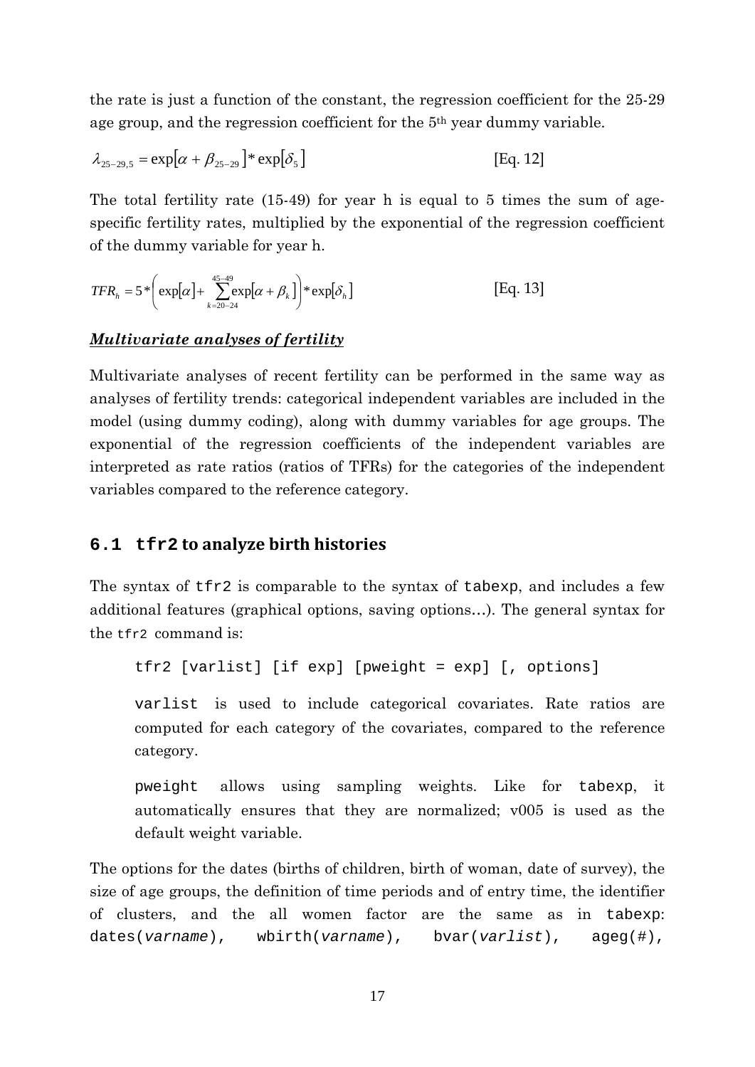the rate is just a function of the constant, the regression coefficient for the 25-29 age group, and the regression coefficient for the 5th year dummy variable.

$$\lambda_{25-29,5} = \exp[\alpha + \beta_{25-29}] * \exp[\delta_5] \qquad \text{[Eq. 12]}$$

The total fertility rate (15-49) for year h is equal to 5 times the sum of age-specific fertility rates, multiplied by the exponential of the regression coefficient of the dummy variable for year h.

$$TFR_h = 5 * \left( \exp[\alpha] + \sum_{k=20-24}^{45-49} \exp[\alpha + \beta_k] \right) * \exp[\delta_h] \qquad \text{[Eq. 13]}$$

***Multivariate analyses of fertility***

Multivariate analyses of recent fertility can be performed in the same way as analyses of fertility trends: categorical independent variables are included in the model (using dummy coding), along with dummy variables for age groups. The exponential of the regression coefficients of the independent variables are interpreted as rate ratios (ratios of TFRs) for the categories of the independent variables compared to the reference category.

## 6.1 `tfr2` to analyze birth histories

The syntax of `tfr2` is comparable to the syntax of `tabexp`, and includes a few additional features (graphical options, saving options…). The general syntax for the `tfr2` command is:

```
tfr2 [varlist] [if exp] [pweight = exp] [, options]
```

`varlist` is used to include categorical covariates. Rate ratios are computed for each category of the covariates, compared to the reference category.

`pweight` allows using sampling weights. Like for `tabexp`, it automatically ensures that they are normalized; v005 is used as the default weight variable.

The options for the dates (births of children, birth of woman, date of survey), the size of age groups, the definition of time periods and of entry time, the identifier of clusters, and the all women factor are the same as in `tabexp`: `dates(`*`varname`*`)`, `wbirth(`*`varname`*`)`, `bvar(`*`varlist`*`)`, `ageg(#)`,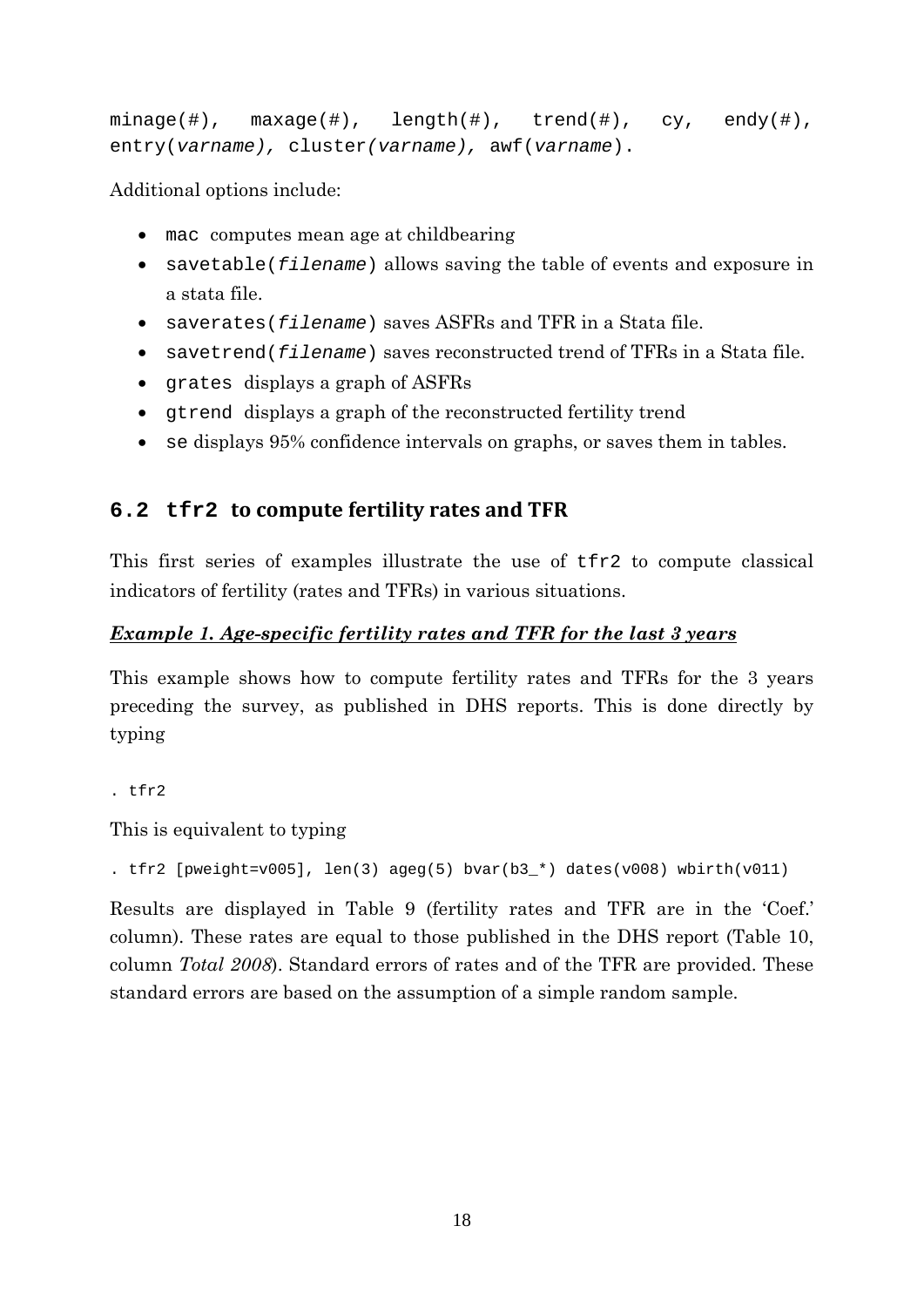`minage(#)`, `maxage(#)`, `length(#)`, `trend(#)`, `cy`, `endy(#)`, `entry(`*`varname`*`)`, `cluster(`*`varname`*`)`, `awf(`*`varname`*`)`.

Additional options include:

- `mac` computes mean age at childbearing
- `savetable(`*`filename`*`)` allows saving the table of events and exposure in a stata file.
- `saverates(`*`filename`*`)` saves ASFRs and TFR in a Stata file.
- `savetrend(`*`filename`*`)` saves reconstructed trend of TFRs in a Stata file.
- `grates` displays a graph of ASFRs
- `gtrend` displays a graph of the reconstructed fertility trend
- `se` displays 95% confidence intervals on graphs, or saves them in tables.

## 6.2 `tfr2` to compute fertility rates and TFR

This first series of examples illustrate the use of `tfr2` to compute classical indicators of fertility (rates and TFRs) in various situations.

### ***Example 1. Age-specific fertility rates and TFR for the last 3 years***

This example shows how to compute fertility rates and TFRs for the 3 years preceding the survey, as published in DHS reports. This is done directly by typing

```
. tfr2
```

This is equivalent to typing

```
. tfr2 [pweight=v005], len(3) ageg(5) bvar(b3_*) dates(v008) wbirth(v011)
```

Results are displayed in Table 9 (fertility rates and TFR are in the 'Coef.' column). These rates are equal to those published in the DHS report (Table 10, column *Total 2008*). Standard errors of rates and of the TFR are provided. These standard errors are based on the assumption of a simple random sample.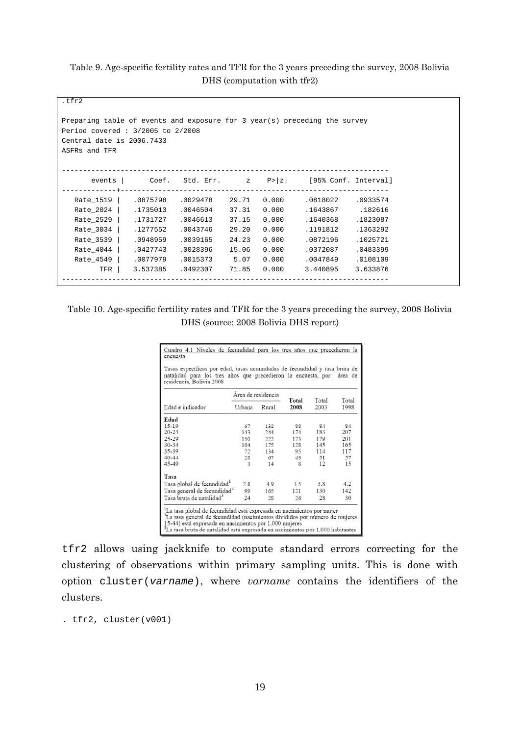Table 9. Age-specific fertility rates and TFR for the 3 years preceding the survey, 2008 Bolivia DHS (computation with tfr2)

```
.tfr2

Preparing table of events and exposure for 3 year(s) preceding the survey
Period covered : 3/2005 to 2/2008
Central date is 2006.7433
ASFRs and TFR

------------------------------------------------------------------------------
      events |      Coef.   Std. Err.      z    P>|z|     [95% Conf. Interval]
-------------+----------------------------------------------------------------
   Rate_1519 |   .0875798   .0029478    29.71   0.000     .0818022    .0933574
   Rate_2024 |   .1735013   .0046504    37.31   0.000     .1643867     .182616
   Rate_2529 |   .1731727   .0046613    37.15   0.000     .1640368    .1823087
   Rate_3034 |   .1277552   .0043746    29.20   0.000     .1191812    .1363292
   Rate_3539 |   .0948959   .0039165    24.23   0.000     .0872196    .1025721
   Rate_4044 |   .0427743   .0028396    15.06   0.000     .0372087    .0483399
   Rate_4549 |   .0077979   .0015373     5.07   0.000     .0047849    .0108109
         TFR |   3.537385   .0492307    71.85   0.000     3.440895    3.633876
------------------------------------------------------------------------------
```

Table 10. Age-specific fertility rates and TFR for the 3 years preceding the survey, 2008 Bolivia DHS (source: 2008 Bolivia DHS report)

Cuadro 4.1 Niveles de fecundidad para los tres años que precedieron la encuesta

Tasas específicas por edad, tasas acumuladas de fecundidad y tasa bruta de natalidad para los tres años que precedieron la encuesta, por área de residencia, Bolivia 2008

| Edad e indicador | Área de residencia | | Total 2008 | Total 2003 | Total 1998 |
|---|---|---|---|---|---|
| | Urbana | Rural | | | |
| **Edad** | | | | | |
| 15-19 | 67 | 132 | 88 | 84 | 84 |
| 20-24 | 143 | 244 | 174 | 183 | 207 |
| 25-29 | 150 | 222 | 173 | 179 | 201 |
| 30-34 | 104 | 175 | 128 | 145 | 165 |
| 35-39 | 72 | 134 | 95 | 114 | 117 |
| 40-44 | 28 | 67 | 43 | 51 | 57 |
| 45-49 | 3 | 14 | 8 | 12 | 15 |
| **Tasa** | | | | | |
| Tasa global de fecundidad[1] | 2.8 | 4.9 | 3.5 | 3.8 | 4.2 |
| Tasa general de fecundidad[2] | 99 | 165 | 121 | 130 | 142 |
| Tasa bruta de natalidad[3] | 24 | 28 | 26 | 28 | 30 |

[1]La tasa global de fecundidad está expresada en nacimientos por mujer
[2]La tasa general de fecundidad (nacimientos divididos por número de mujeres 15-44) está expresada en nacimientos por 1,000 mujeres
[3]La tasa bruta de natalidad está expresada en nacimientos por 1,000 habitantes

`tfr2` allows using jackknife to compute standard errors correcting for the clustering of observations within primary sampling units. This is done with option `cluster(`*varname*`)`, where *varname* contains the identifiers of the clusters.

```
. tfr2, cluster(v001)
```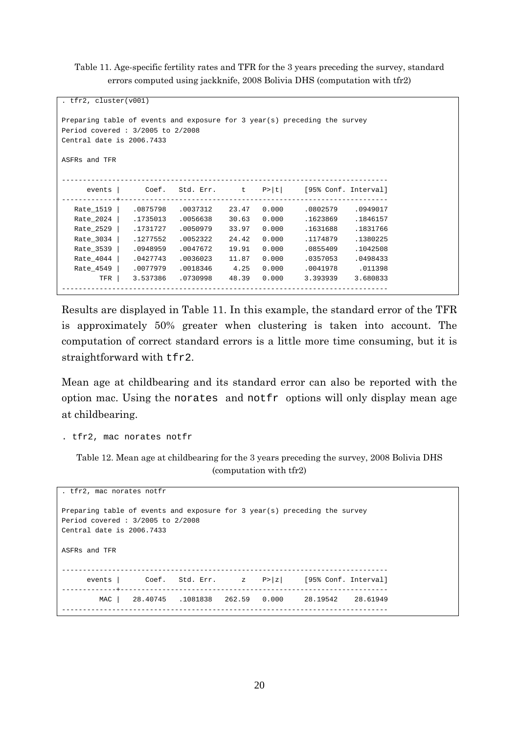Table 11. Age-specific fertility rates and TFR for the 3 years preceding the survey, standard errors computed using jackknife, 2008 Bolivia DHS (computation with tfr2)

```
. tfr2, cluster(v001)

Preparing table of events and exposure for 3 year(s) preceding the survey
Period covered : 3/2005 to 2/2008
Central date is 2006.7433

ASFRs and TFR

------------------------------------------------------------------------------
      events |      Coef.   Std. Err.      t    P>|t|     [95% Conf. Interval]
-------------+----------------------------------------------------------------
   Rate_1519 |   .0875798   .0037312    23.47   0.000     .0802579    .0949017
   Rate_2024 |   .1735013   .0056638    30.63   0.000     .1623869    .1846157
   Rate_2529 |   .1731727   .0050979    33.97   0.000     .1631688    .1831766
   Rate_3034 |   .1277552   .0052322    24.42   0.000     .1174879    .1380225
   Rate_3539 |   .0948959   .0047672    19.91   0.000     .0855409    .1042508
   Rate_4044 |   .0427743   .0036023    11.87   0.000     .0357053    .0498433
   Rate_4549 |   .0077979   .0018346     4.25   0.000     .0041978     .011398
         TFR |   3.537386   .0730998    48.39   0.000     3.393939    3.680833
------------------------------------------------------------------------------
```

Results are displayed in Table 11. In this example, the standard error of the TFR is approximately 50% greater when clustering is taken into account. The computation of correct standard errors is a little more time consuming, but it is straightforward with tfr2.

Mean age at childbearing and its standard error can also be reported with the option mac. Using the norates and notfr options will only display mean age at childbearing.

```
. tfr2, mac norates notfr
```

Table 12. Mean age at childbearing for the 3 years preceding the survey, 2008 Bolivia DHS (computation with tfr2)

```
. tfr2, mac norates notfr

Preparing table of events and exposure for 3 year(s) preceding the survey
Period covered : 3/2005 to 2/2008
Central date is 2006.7433

ASFRs and TFR

------------------------------------------------------------------------------
      events |      Coef.   Std. Err.      z    P>|z|     [95% Conf. Interval]
-------------+----------------------------------------------------------------
         MAC |   28.40745   .1081838   262.59   0.000     28.19542    28.61949
------------------------------------------------------------------------------
```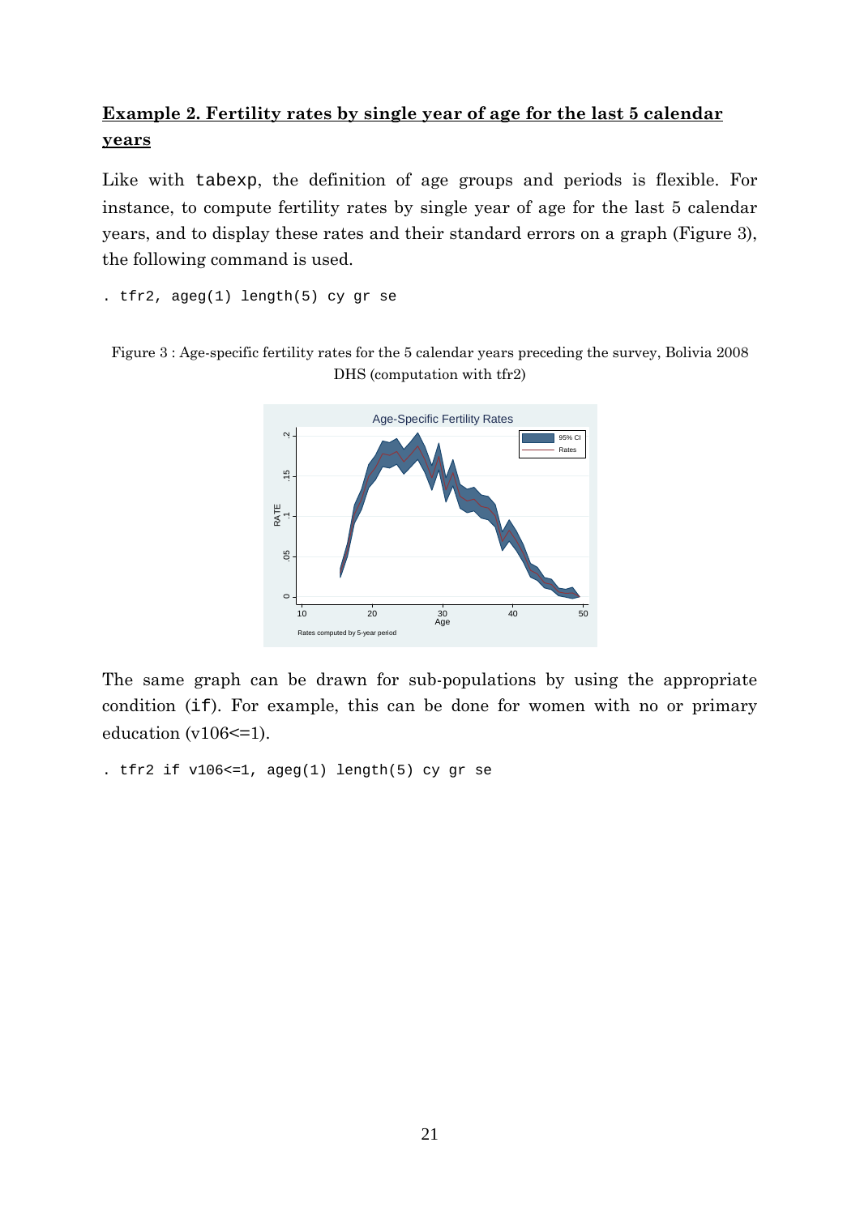**Example 2. Fertility rates by single year of age for the last 5 calendar years**

Like with tabexp, the definition of age groups and periods is flexible. For instance, to compute fertility rates by single year of age for the last 5 calendar years, and to display these rates and their standard errors on a graph (Figure 3), the following command is used.

```
. tfr2, ageg(1) length(5) cy gr se
```

Figure 3 : Age-specific fertility rates for the 5 calendar years preceding the survey, Bolivia 2008 DHS (computation with tfr2)

The same graph can be drawn for sub-populations by using the appropriate condition (if). For example, this can be done for women with no or primary education (v106<=1).

```
. tfr2 if v106<=1, ageg(1) length(5) cy gr se
```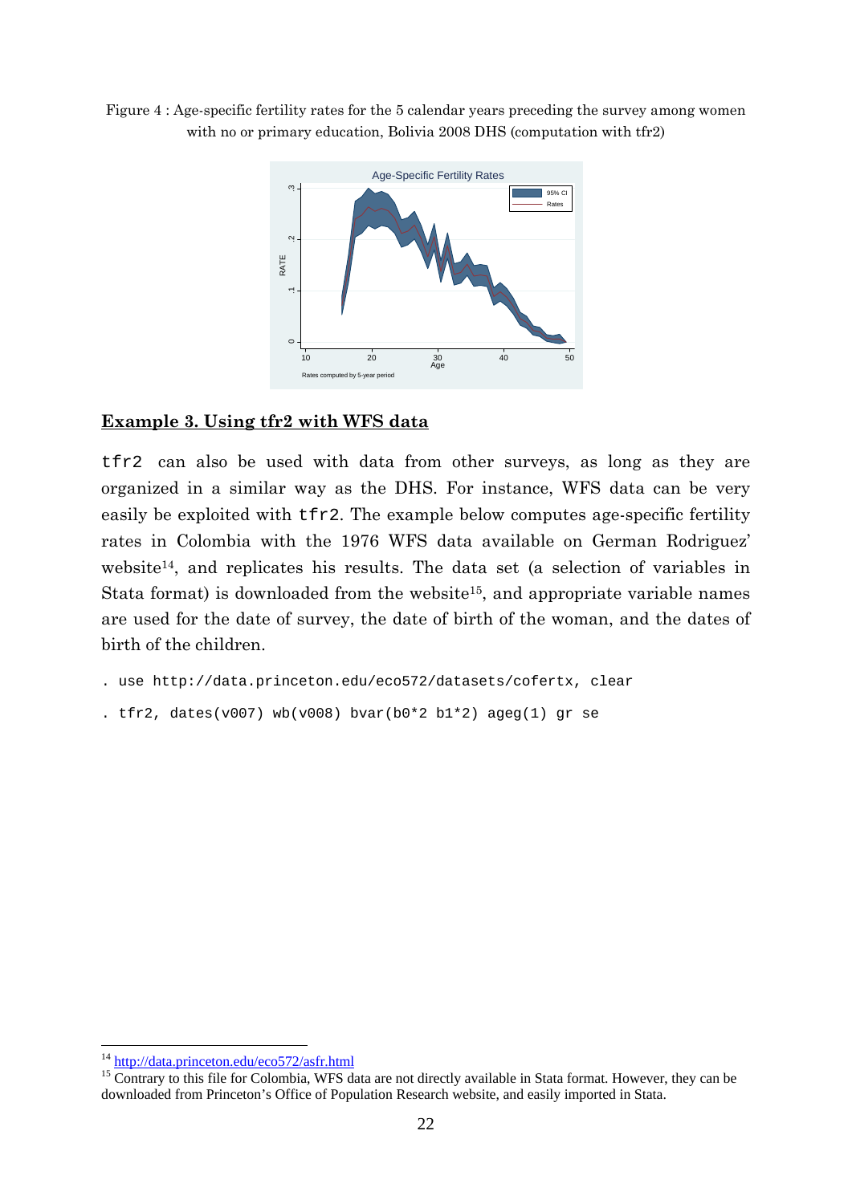Figure 4 : Age-specific fertility rates for the 5 calendar years preceding the survey among women with no or primary education, Bolivia 2008 DHS (computation with tfr2)

## Example 3. Using tfr2 with WFS data

`tfr2` can also be used with data from other surveys, as long as they are organized in a similar way as the DHS. For instance, WFS data can be very easily be exploited with `tfr2`. The example below computes age-specific fertility rates in Colombia with the 1976 WFS data available on German Rodriguez' website[14], and replicates his results. The data set (a selection of variables in Stata format) is downloaded from the website[15], and appropriate variable names are used for the date of survey, the date of birth of the woman, and the dates of birth of the children.

```
. use http://data.princeton.edu/eco572/datasets/cofertx, clear
. tfr2, dates(v007) wb(v008) bvar(b0*2 b1*2) ageg(1) gr se
```

---

[14] http://data.princeton.edu/eco572/asfr.html

[15] Contrary to this file for Colombia, WFS data are not directly available in Stata format. However, they can be downloaded from Princeton's Office of Population Research website, and easily imported in Stata.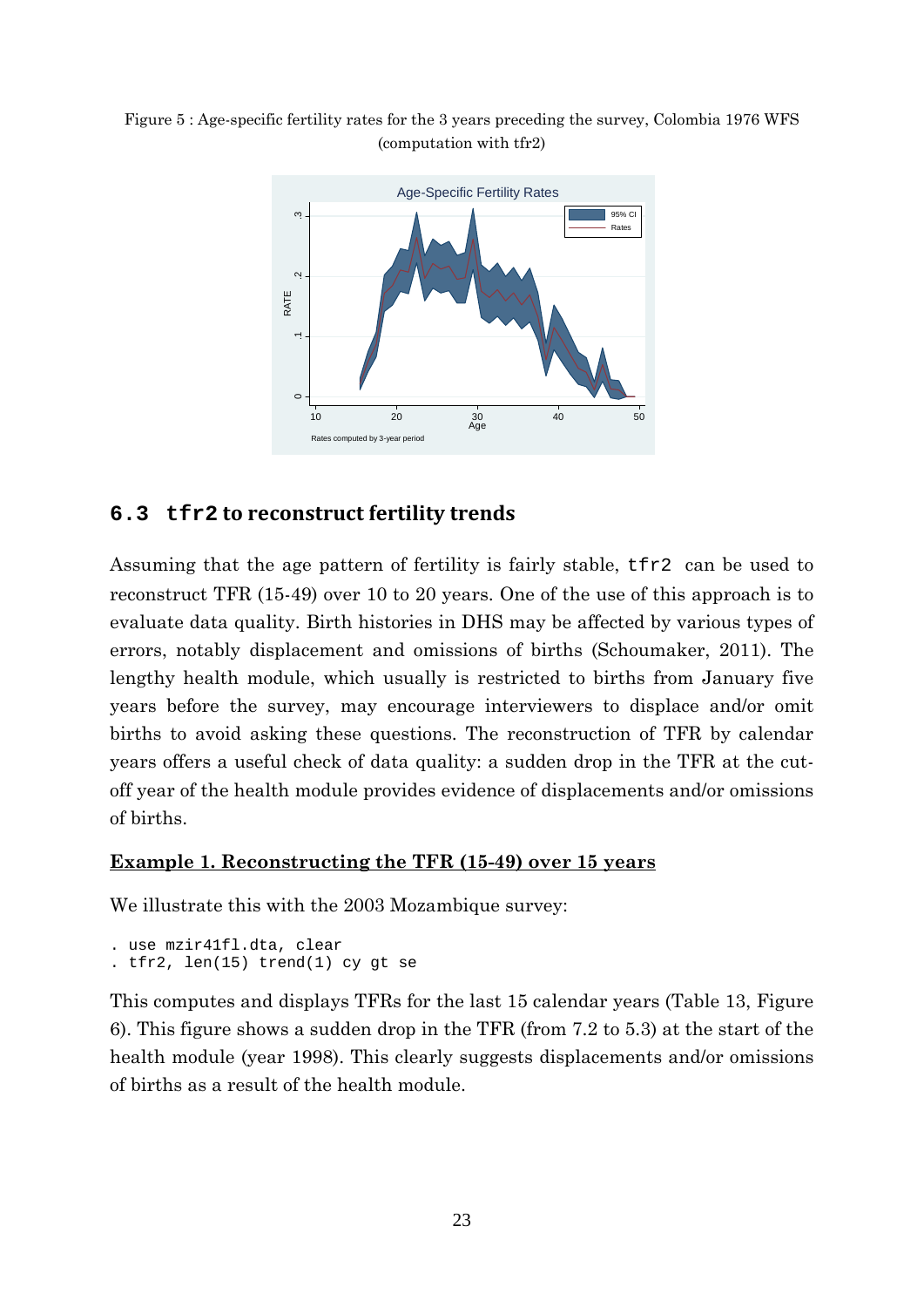Figure 5 : Age-specific fertility rates for the 3 years preceding the survey, Colombia 1976 WFS (computation with tfr2)

## 6.3 `tfr2` to reconstruct fertility trends

Assuming that the age pattern of fertility is fairly stable, `tfr2` can be used to reconstruct TFR (15-49) over 10 to 20 years. One of the use of this approach is to evaluate data quality. Birth histories in DHS may be affected by various types of errors, notably displacement and omissions of births (Schoumaker, 2011). The lengthy health module, which usually is restricted to births from January five years before the survey, may encourage interviewers to displace and/or omit births to avoid asking these questions. The reconstruction of TFR by calendar years offers a useful check of data quality: a sudden drop in the TFR at the cut-off year of the health module provides evidence of displacements and/or omissions of births.

**<u>Example 1. Reconstructing the TFR (15-49) over 15 years</u>**

We illustrate this with the 2003 Mozambique survey:

```
. use mzir41fl.dta, clear
. tfr2, len(15) trend(1) cy gt se
```

This computes and displays TFRs for the last 15 calendar years (Table 13, Figure 6). This figure shows a sudden drop in the TFR (from 7.2 to 5.3) at the start of the health module (year 1998). This clearly suggests displacements and/or omissions of births as a result of the health module.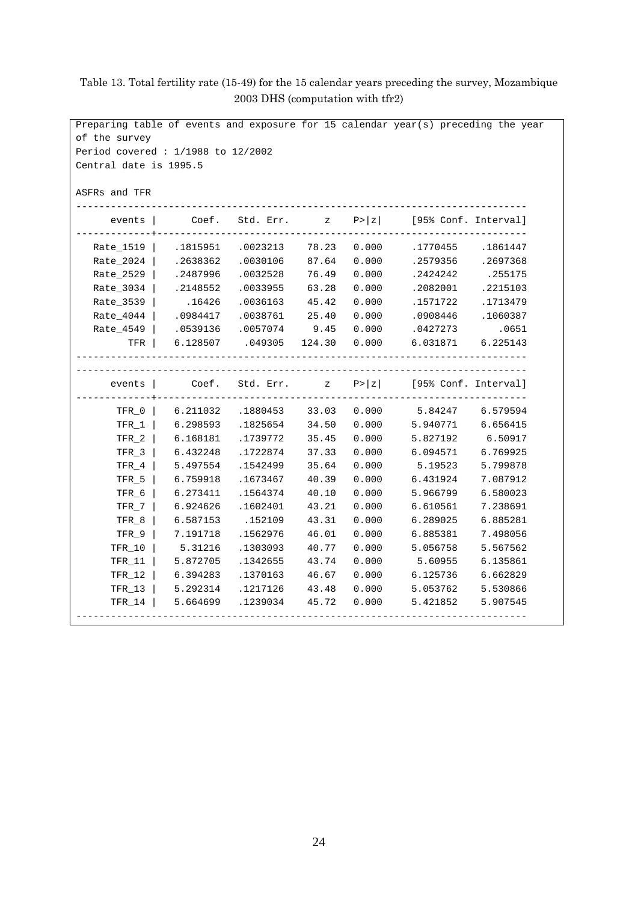Table 13. Total fertility rate (15-49) for the 15 calendar years preceding the survey, Mozambique 2003 DHS (computation with tfr2)

```
Preparing table of events and exposure for 15 calendar year(s) preceding the year
of the survey
Period covered : 1/1988 to 12/2002
Central date is 1995.5

ASFRs and TFR
------------------------------------------------------------------------------
      events |      Coef.   Std. Err.      z    P>|z|     [95% Conf. Interval]
-------------+----------------------------------------------------------------
   Rate_1519 |   .1815951   .0023213    78.23   0.000     .1770455    .1861447
   Rate_2024 |   .2638362   .0030106    87.64   0.000     .2579356    .2697368
   Rate_2529 |   .2487996   .0032528    76.49   0.000     .2424242     .255175
   Rate_3034 |   .2148552   .0033955    63.28   0.000     .2082001    .2215103
   Rate_3539 |     .16426   .0036163    45.42   0.000     .1571722    .1713479
   Rate_4044 |   .0984417   .0038761    25.40   0.000     .0908446    .1060387
   Rate_4549 |   .0539136   .0057074     9.45   0.000     .0427273       .0651
         TFR |   6.128507    .049305   124.30   0.000     6.031871    6.225143
------------------------------------------------------------------------------
------------------------------------------------------------------------------
      events |      Coef.   Std. Err.      z    P>|z|     [95% Conf. Interval]
-------------+----------------------------------------------------------------
       TFR_0 |   6.211032   .1880453    33.03   0.000      5.84247    6.579594
       TFR_1 |   6.298593   .1825654    34.50   0.000     5.940771    6.656415
       TFR_2 |   6.168181   .1739772    35.45   0.000     5.827192     6.50917
       TFR_3 |   6.432248   .1722874    37.33   0.000     6.094571    6.769925
       TFR_4 |   5.497554   .1542499    35.64   0.000      5.19523    5.799878
       TFR_5 |   6.759918   .1673467    40.39   0.000     6.431924    7.087912
       TFR_6 |   6.273411   .1564374    40.10   0.000     5.966799    6.580023
       TFR_7 |   6.924626   .1602401    43.21   0.000     6.610561    7.238691
       TFR_8 |   6.587153    .152109    43.31   0.000     6.289025    6.885281
       TFR_9 |   7.191718   .1562976    46.01   0.000     6.885381    7.498056
      TFR_10 |    5.31216   .1303093    40.77   0.000     5.056758    5.567562
      TFR_11 |   5.872705   .1342655    43.74   0.000      5.60955    6.135861
      TFR_12 |   6.394283   .1370163    46.67   0.000     6.125736    6.662829
      TFR_13 |   5.292314   .1217126    43.48   0.000     5.053762    5.530866
      TFR_14 |   5.664699   .1239034    45.72   0.000     5.421852    5.907545
------------------------------------------------------------------------------
```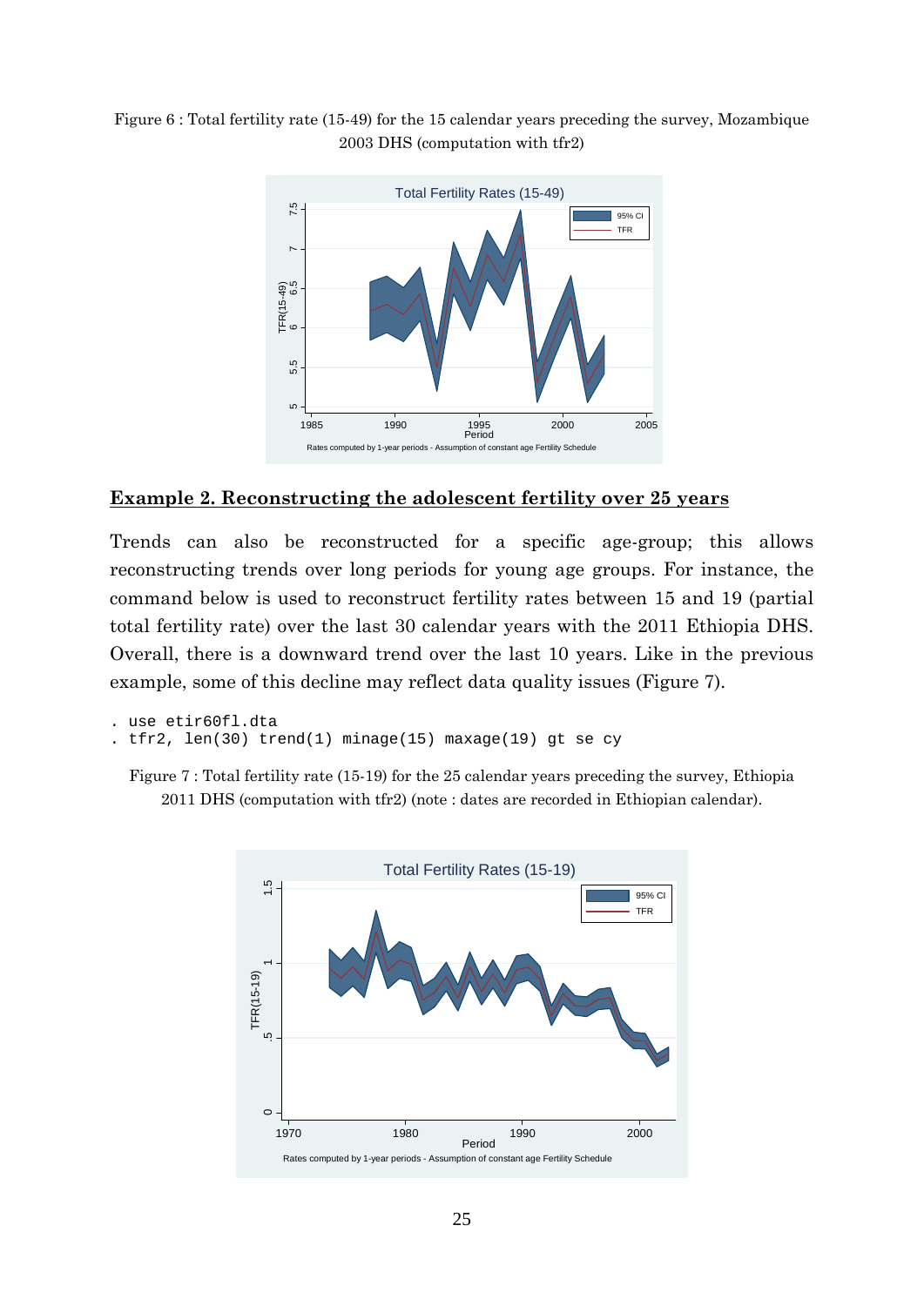Figure 6 : Total fertility rate (15-49) for the 15 calendar years preceding the survey, Mozambique 2003 DHS (computation with tfr2)

## Example 2. Reconstructing the adolescent fertility over 25 years

Trends can also be reconstructed for a specific age-group; this allows reconstructing trends over long periods for young age groups. For instance, the command below is used to reconstruct fertility rates between 15 and 19 (partial total fertility rate) over the last 30 calendar years with the 2011 Ethiopia DHS. Overall, there is a downward trend over the last 10 years. Like in the previous example, some of this decline may reflect data quality issues (Figure 7).

```
. use etir60fl.dta
. tfr2, len(30) trend(1) minage(15) maxage(19) gt se cy
```

Figure 7 : Total fertility rate (15-19) for the 25 calendar years preceding the survey, Ethiopia 2011 DHS (computation with tfr2) (note : dates are recorded in Ethiopian calendar).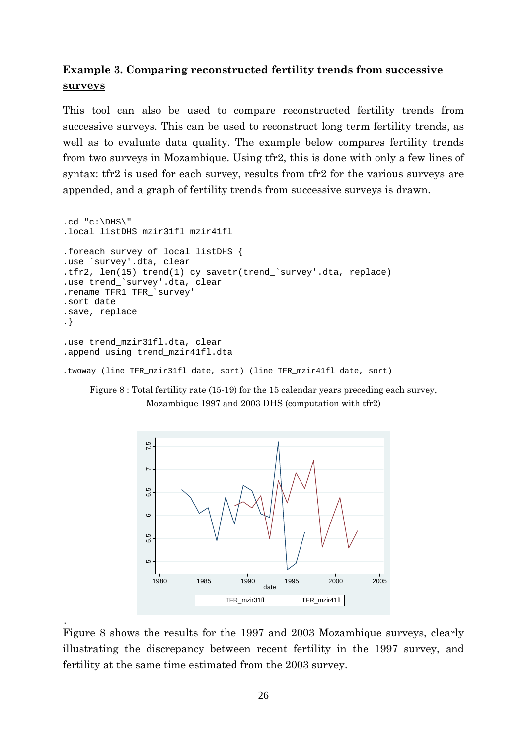**Example 3. Comparing reconstructed fertility trends from successive surveys**

This tool can also be used to compare reconstructed fertility trends from successive surveys. This can be used to reconstruct long term fertility trends, as well as to evaluate data quality. The example below compares fertility trends from two surveys in Mozambique. Using tfr2, this is done with only a few lines of syntax: tfr2 is used for each survey, results from tfr2 for the various surveys are appended, and a graph of fertility trends from successive surveys is drawn.

```
.cd "c:\DHS\"
.local listDHS mzir31fl mzir41fl

.foreach survey of local listDHS {
.use `survey'.dta, clear
.tfr2, len(15) trend(1) cy savetr(trend_`survey'.dta, replace)
.use trend_`survey'.dta, clear
.rename TFR1 TFR_`survey'
.sort date
.save, replace
.}

.use trend_mzir31fl.dta, clear
.append using trend_mzir41fl.dta

.twoway (line TFR_mzir31fl date, sort) (line TFR_mzir41fl date, sort)
```

Figure 8 : Total fertility rate (15-19) for the 15 calendar years preceding each survey, Mozambique 1997 and 2003 DHS (computation with tfr2)

Figure 8 shows the results for the 1997 and 2003 Mozambique surveys, clearly illustrating the discrepancy between recent fertility in the 1997 survey, and fertility at the same time estimated from the 2003 survey.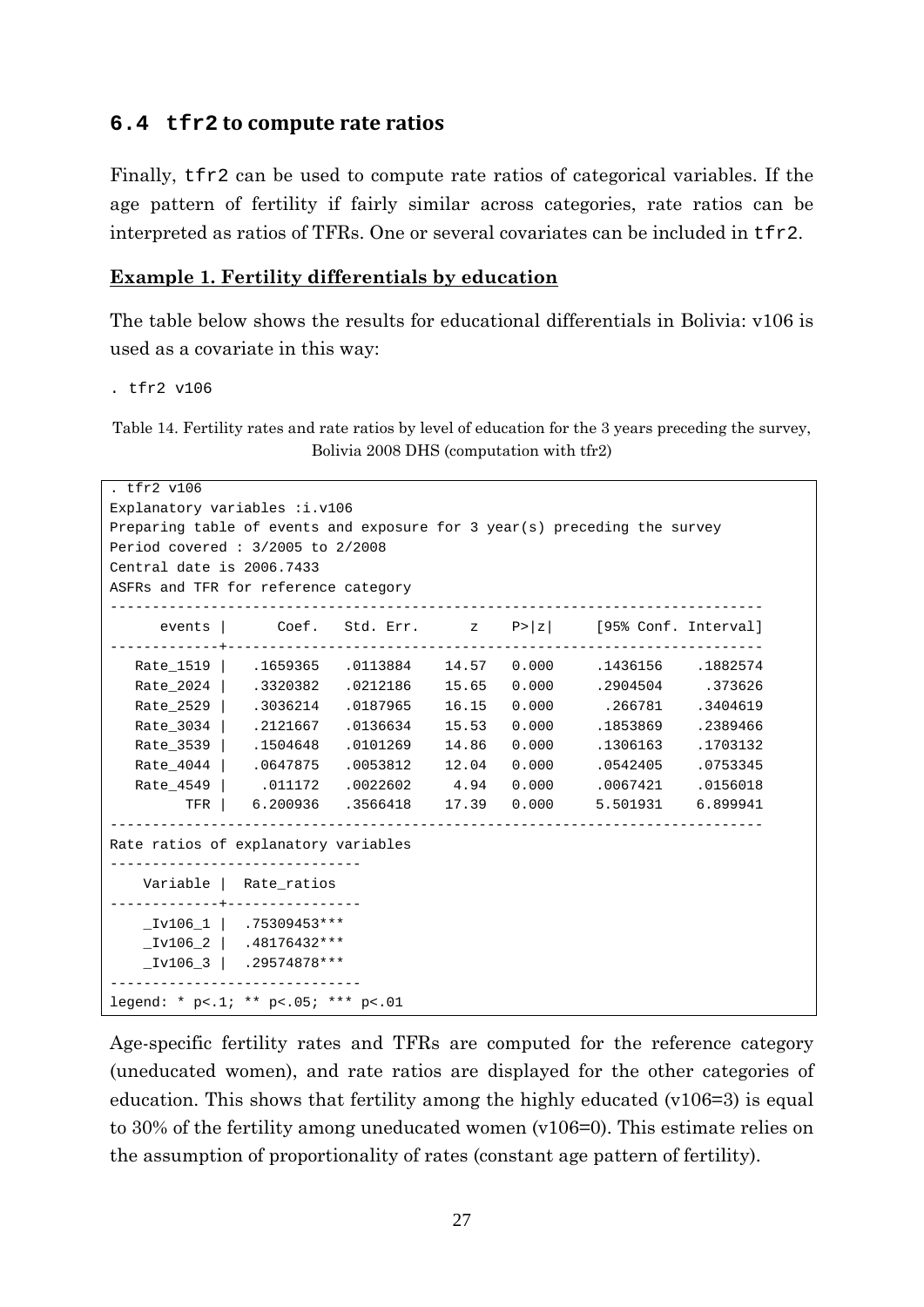## 6.4 `tfr2` to compute rate ratios

Finally, `tfr2` can be used to compute rate ratios of categorical variables. If the age pattern of fertility if fairly similar across categories, rate ratios can be interpreted as ratios of TFRs. One or several covariates can be included in `tfr2`.

**Example 1. Fertility differentials by education**

The table below shows the results for educational differentials in Bolivia: v106 is used as a covariate in this way:

```
. tfr2 v106
```

Table 14. Fertility rates and rate ratios by level of education for the 3 years preceding the survey, Bolivia 2008 DHS (computation with tfr2)

```
. tfr2 v106
Explanatory variables :i.v106
Preparing table of events and exposure for 3 year(s) preceding the survey
Period covered : 3/2005 to 2/2008
Central date is 2006.7433
ASFRs and TFR for reference category
------------------------------------------------------------------------------
      events |      Coef.   Std. Err.      z    P>|z|     [95% Conf. Interval]
-------------+----------------------------------------------------------------
   Rate_1519 |   .1659365   .0113884    14.57   0.000     .1436156    .1882574
   Rate_2024 |   .3320382   .0212186    15.65   0.000     .2904504     .373626
   Rate_2529 |   .3036214   .0187965    16.15   0.000      .266781    .3404619
   Rate_3034 |   .2121667   .0136634    15.53   0.000     .1853869    .2389466
   Rate_3539 |   .1504648   .0101269    14.86   0.000     .1306163    .1703132
   Rate_4044 |   .0647875   .0053812    12.04   0.000     .0542405    .0753345
   Rate_4549 |    .011172   .0022602     4.94   0.000     .0067421    .0156018
         TFR |   6.200936   .3566418    17.39   0.000     5.501931    6.899941
------------------------------------------------------------------------------
Rate ratios of explanatory variables
-----------------------------
    Variable |  Rate_ratios
-------------+---------------
    _Iv106_1 |  .75309453***
    _Iv106_2 |  .48176432***
    _Iv106_3 |  .29574878***
-----------------------------
legend: * p<.1; ** p<.05; *** p<.01
```

Age-specific fertility rates and TFRs are computed for the reference category (uneducated women), and rate ratios are displayed for the other categories of education. This shows that fertility among the highly educated (v106=3) is equal to 30% of the fertility among uneducated women (v106=0). This estimate relies on the assumption of proportionality of rates (constant age pattern of fertility).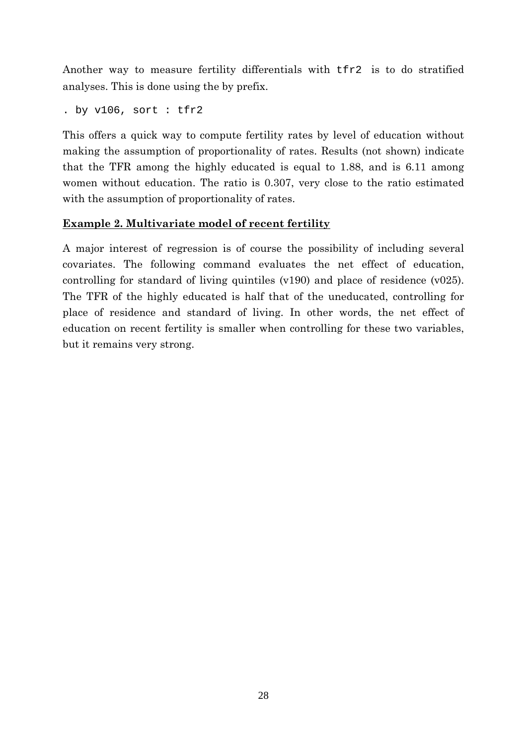Another way to measure fertility differentials with `tfr2` is to do stratified analyses. This is done using the by prefix.

```
. by v106, sort : tfr2
```

This offers a quick way to compute fertility rates by level of education without making the assumption of proportionality of rates. Results (not shown) indicate that the TFR among the highly educated is equal to 1.88, and is 6.11 among women without education. The ratio is 0.307, very close to the ratio estimated with the assumption of proportionality of rates.

**Example 2. Multivariate model of recent fertility**

A major interest of regression is of course the possibility of including several covariates. The following command evaluates the net effect of education, controlling for standard of living quintiles (v190) and place of residence (v025). The TFR of the highly educated is half that of the uneducated, controlling for place of residence and standard of living. In other words, the net effect of education on recent fertility is smaller when controlling for these two variables, but it remains very strong.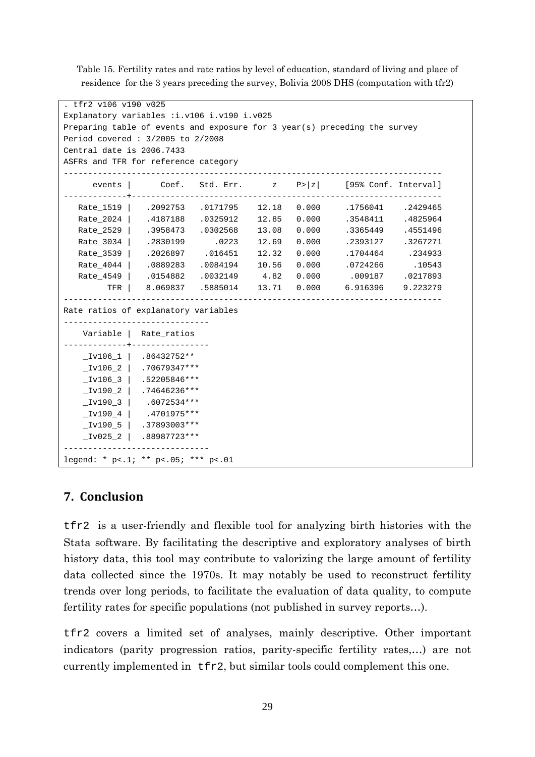Table 15. Fertility rates and rate ratios by level of education, standard of living and place of residence for the 3 years preceding the survey, Bolivia 2008 DHS (computation with tfr2)

```
. tfr2 v106 v190 v025
Explanatory variables :i.v106 i.v190 i.v025
Preparing table of events and exposure for 3 year(s) preceding the survey
Period covered : 3/2005 to 2/2008
Central date is 2006.7433
ASFRs and TFR for reference category
------------------------------------------------------------------------------
      events |      Coef.   Std. Err.      z    P>|z|     [95% Conf. Interval]
-------------+----------------------------------------------------------------
   Rate_1519 |   .2092753   .0171795    12.18   0.000     .1756041    .2429465
   Rate_2024 |   .4187188   .0325912    12.85   0.000     .3548411    .4825964
   Rate_2529 |   .3958473   .0302568    13.08   0.000     .3365449    .4551496
   Rate_3034 |   .2830199      .0223    12.69   0.000     .2393127    .3267271
   Rate_3539 |   .2026897    .016451    12.32   0.000     .1704464     .234933
   Rate_4044 |   .0889283   .0084194    10.56   0.000     .0724266      .10543
   Rate_4549 |   .0154882   .0032149     4.82   0.000      .009187    .0217893
         TFR |   8.069837   .5885014    13.71   0.000     6.916396    9.223279
------------------------------------------------------------------------------
Rate ratios of explanatory variables
-----------------------------
    Variable |  Rate_ratios
-------------+---------------
    _Iv106_1 |  .86432752**
    _Iv106_2 |  .70679347***
    _Iv106_3 |  .52205846***
    _Iv190_2 |  .74646236***
    _Iv190_3 |   .6072534***
    _Iv190_4 |   .4701975***
    _Iv190_5 |  .37893003***
    _Iv025_2 |  .88987723***
-----------------------------
legend: * p<.1; ** p<.05; *** p<.01
```

## 7. Conclusion

tfr2 is a user-friendly and flexible tool for analyzing birth histories with the Stata software. By facilitating the descriptive and exploratory analyses of birth history data, this tool may contribute to valorizing the large amount of fertility data collected since the 1970s. It may notably be used to reconstruct fertility trends over long periods, to facilitate the evaluation of data quality, to compute fertility rates for specific populations (not published in survey reports…).

tfr2 covers a limited set of analyses, mainly descriptive. Other important indicators (parity progression ratios, parity-specific fertility rates,…) are not currently implemented in tfr2, but similar tools could complement this one.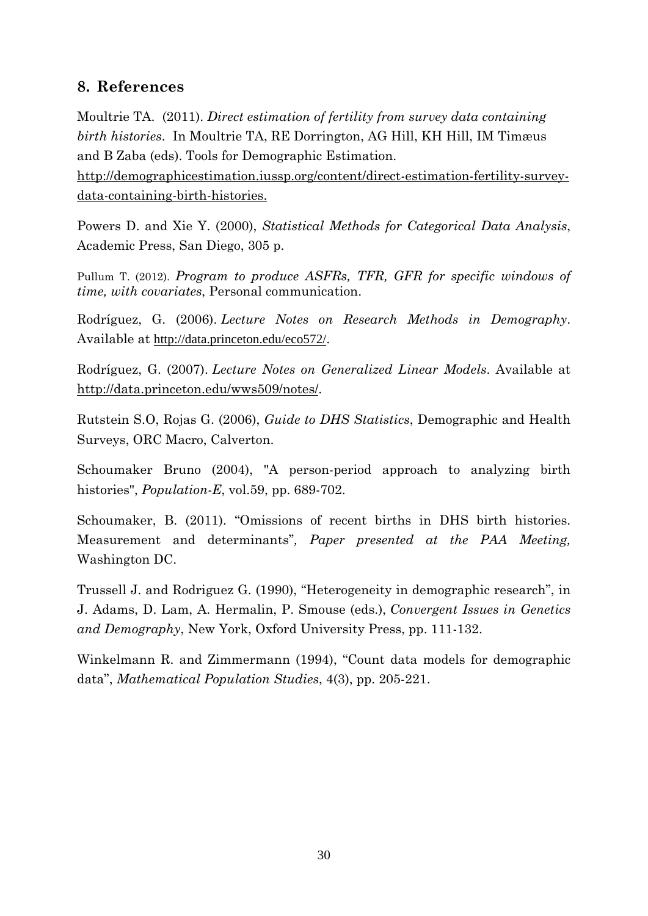## 8. References

Moultrie TA. (2011). *Direct estimation of fertility from survey data containing birth histories*. In Moultrie TA, RE Dorrington, AG Hill, KH Hill, IM Timæus and B Zaba (eds). Tools for Demographic Estimation. http://demographicestimation.iussp.org/content/direct-estimation-fertility-survey-data-containing-birth-histories.

Powers D. and Xie Y. (2000), *Statistical Methods for Categorical Data Analysis*, Academic Press, San Diego, 305 p.

Pullum T. (2012). *Program to produce ASFRs, TFR, GFR for specific windows of time, with covariates*, Personal communication.

Rodríguez, G. (2006). *Lecture Notes on Research Methods in Demography*. Available at http://data.princeton.edu/eco572/.

Rodríguez, G. (2007). *Lecture Notes on Generalized Linear Models*. Available at http://data.princeton.edu/wws509/notes/.

Rutstein S.O, Rojas G. (2006), *Guide to DHS Statistics*, Demographic and Health Surveys, ORC Macro, Calverton.

Schoumaker Bruno (2004), "A person-period approach to analyzing birth histories", *Population-E*, vol.59, pp. 689-702.

Schoumaker, B. (2011). "Omissions of recent births in DHS birth histories. Measurement and determinants"*, Paper presented at the PAA Meeting,* Washington DC.

Trussell J. and Rodriguez G. (1990), "Heterogeneity in demographic research", in J. Adams, D. Lam, A. Hermalin, P. Smouse (eds.), *Convergent Issues in Genetics and Demography*, New York, Oxford University Press, pp. 111-132.

Winkelmann R. and Zimmermann (1994), "Count data models for demographic data", *Mathematical Population Studies*, 4(3), pp. 205-221.